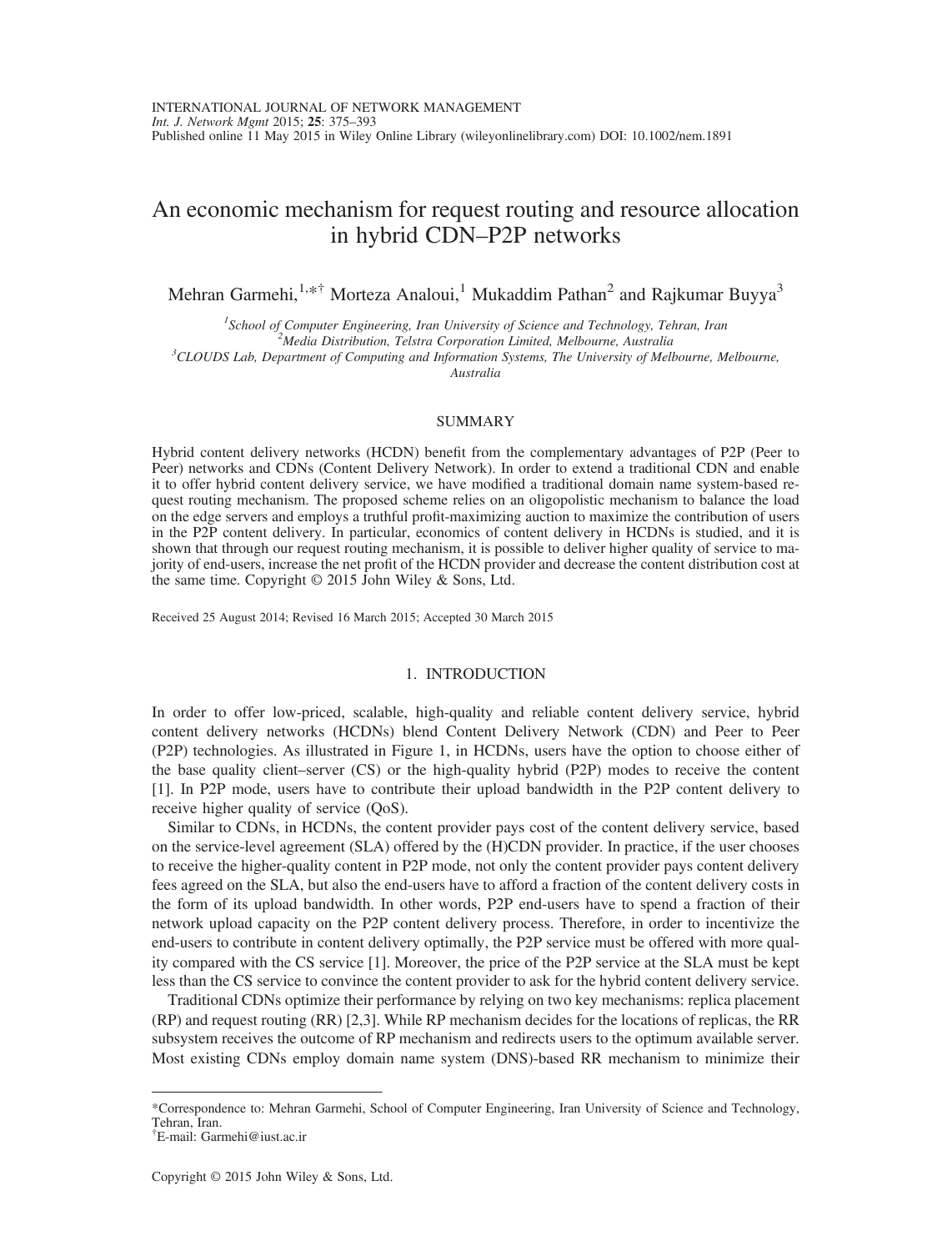# An economic mechanism for request routing and resource allocation in hybrid CDN–P2P networks

Mehran Garmehi,[1,*†] Morteza Analoui,[1] Mukaddim Pathan[2] and Rajkumar Buyya[3]

[1]School of Computer Engineering, Iran University of Science and Technology, Tehran, Iran
[2]Media Distribution, Telstra Corporation Limited, Melbourne, Australia
[3]CLOUDS Lab, Department of Computing and Information Systems, The University of Melbourne, Melbourne, Australia

## SUMMARY

Hybrid content delivery networks (HCDN) benefit from the complementary advantages of P2P (Peer to Peer) networks and CDNs (Content Delivery Network). In order to extend a traditional CDN and enable it to offer hybrid content delivery service, we have modified a traditional domain name system-based request routing mechanism. The proposed scheme relies on an oligopolistic mechanism to balance the load on the edge servers and employs a truthful profit-maximizing auction to maximize the contribution of users in the P2P content delivery. In particular, economics of content delivery in HCDNs is studied, and it is shown that through our request routing mechanism, it is possible to deliver higher quality of service to majority of end-users, increase the net profit of the HCDN provider and decrease the content distribution cost at the same time. Copyright © 2015 John Wiley & Sons, Ltd.

Received 25 August 2014; Revised 16 March 2015; Accepted 30 March 2015

## 1. INTRODUCTION

In order to offer low-priced, scalable, high-quality and reliable content delivery service, hybrid content delivery networks (HCDNs) blend Content Delivery Network (CDN) and Peer to Peer (P2P) technologies. As illustrated in Figure 1, in HCDNs, users have the option to choose either of the base quality client–server (CS) or the high-quality hybrid (P2P) modes to receive the content [1]. In P2P mode, users have to contribute their upload bandwidth in the P2P content delivery to receive higher quality of service (QoS).

Similar to CDNs, in HCDNs, the content provider pays cost of the content delivery service, based on the service-level agreement (SLA) offered by the (H)CDN provider. In practice, if the user chooses to receive the higher-quality content in P2P mode, not only the content provider pays content delivery fees agreed on the SLA, but also the end-users have to afford a fraction of the content delivery costs in the form of its upload bandwidth. In other words, P2P end-users have to spend a fraction of their network upload capacity on the P2P content delivery process. Therefore, in order to incentivize the end-users to contribute in content delivery optimally, the P2P service must be offered with more quality compared with the CS service [1]. Moreover, the price of the P2P service at the SLA must be kept less than the CS service to convince the content provider to ask for the hybrid content delivery service.

Traditional CDNs optimize their performance by relying on two key mechanisms: replica placement (RP) and request routing (RR) [2,3]. While RP mechanism decides for the locations of replicas, the RR subsystem receives the outcome of RP mechanism and redirects users to the optimum available server. Most existing CDNs employ domain name system (DNS)-based RR mechanism to minimize their

---

*Correspondence to: Mehran Garmehi, School of Computer Engineering, Iran University of Science and Technology, Tehran, Iran.
†E-mail: Garmehi@iust.ac.ir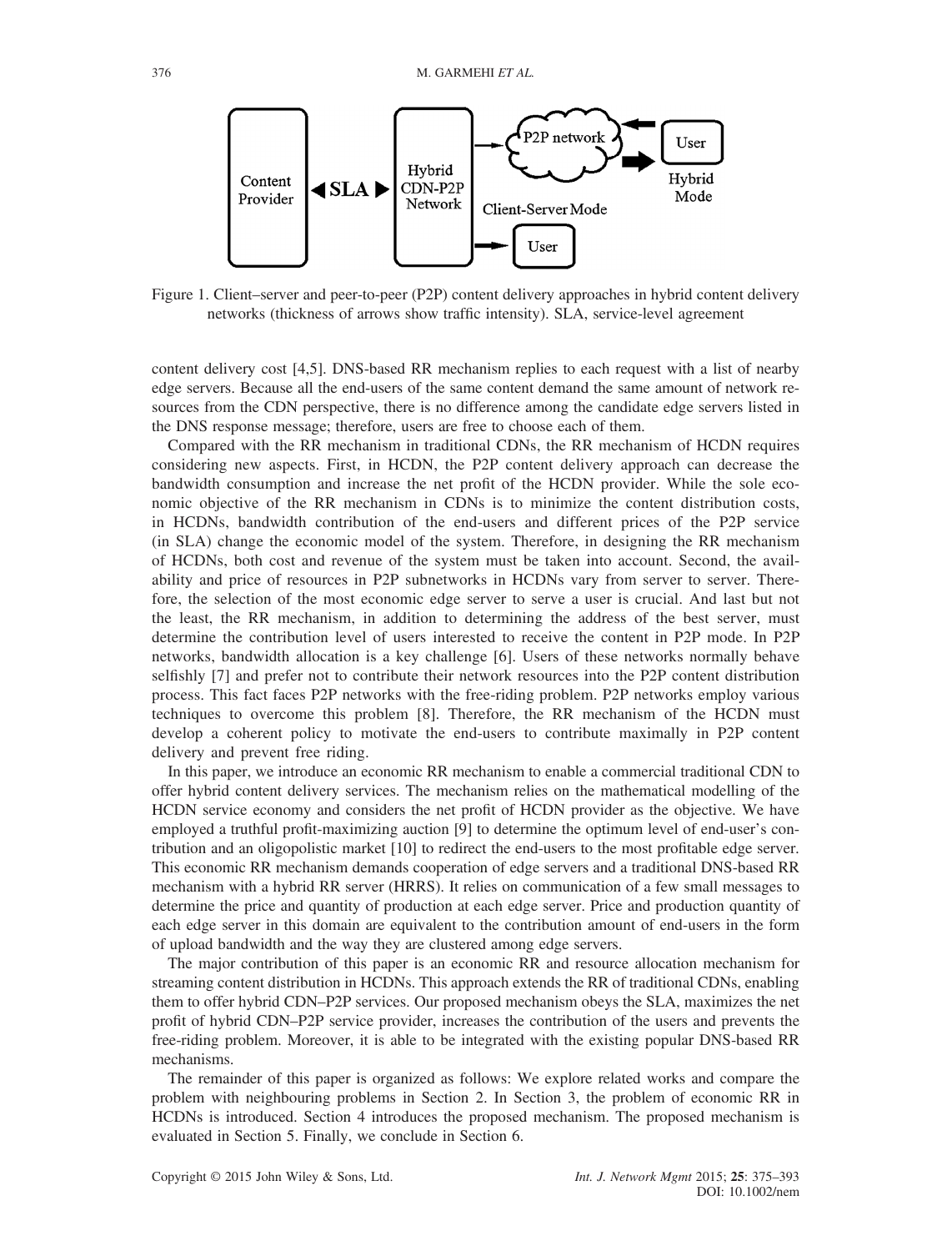Figure 1. Client–server and peer-to-peer (P2P) content delivery approaches in hybrid content delivery networks (thickness of arrows show traffic intensity). SLA, service-level agreement

content delivery cost [4,5]. DNS-based RR mechanism replies to each request with a list of nearby edge servers. Because all the end-users of the same content demand the same amount of network resources from the CDN perspective, there is no difference among the candidate edge servers listed in the DNS response message; therefore, users are free to choose each of them.

Compared with the RR mechanism in traditional CDNs, the RR mechanism of HCDN requires considering new aspects. First, in HCDN, the P2P content delivery approach can decrease the bandwidth consumption and increase the net profit of the HCDN provider. While the sole economic objective of the RR mechanism in CDNs is to minimize the content distribution costs, in HCDNs, bandwidth contribution of the end-users and different prices of the P2P service (in SLA) change the economic model of the system. Therefore, in designing the RR mechanism of HCDNs, both cost and revenue of the system must be taken into account. Second, the availability and price of resources in P2P subnetworks in HCDNs vary from server to server. Therefore, the selection of the most economic edge server to serve a user is crucial. And last but not the least, the RR mechanism, in addition to determining the address of the best server, must determine the contribution level of users interested to receive the content in P2P mode. In P2P networks, bandwidth allocation is a key challenge [6]. Users of these networks normally behave selfishly [7] and prefer not to contribute their network resources into the P2P content distribution process. This fact faces P2P networks with the free-riding problem. P2P networks employ various techniques to overcome this problem [8]. Therefore, the RR mechanism of the HCDN must develop a coherent policy to motivate the end-users to contribute maximally in P2P content delivery and prevent free riding.

In this paper, we introduce an economic RR mechanism to enable a commercial traditional CDN to offer hybrid content delivery services. The mechanism relies on the mathematical modelling of the HCDN service economy and considers the net profit of HCDN provider as the objective. We have employed a truthful profit-maximizing auction [9] to determine the optimum level of end-user's contribution and an oligopolistic market [10] to redirect the end-users to the most profitable edge server. This economic RR mechanism demands cooperation of edge servers and a traditional DNS-based RR mechanism with a hybrid RR server (HRRS). It relies on communication of a few small messages to determine the price and quantity of production at each edge server. Price and production quantity of each edge server in this domain are equivalent to the contribution amount of end-users in the form of upload bandwidth and the way they are clustered among edge servers.

The major contribution of this paper is an economic RR and resource allocation mechanism for streaming content distribution in HCDNs. This approach extends the RR of traditional CDNs, enabling them to offer hybrid CDN–P2P services. Our proposed mechanism obeys the SLA, maximizes the net profit of hybrid CDN–P2P service provider, increases the contribution of the users and prevents the free-riding problem. Moreover, it is able to be integrated with the existing popular DNS-based RR mechanisms.

The remainder of this paper is organized as follows: We explore related works and compare the problem with neighbouring problems in Section 2. In Section 3, the problem of economic RR in HCDNs is introduced. Section 4 introduces the proposed mechanism. The proposed mechanism is evaluated in Section 5. Finally, we conclude in Section 6.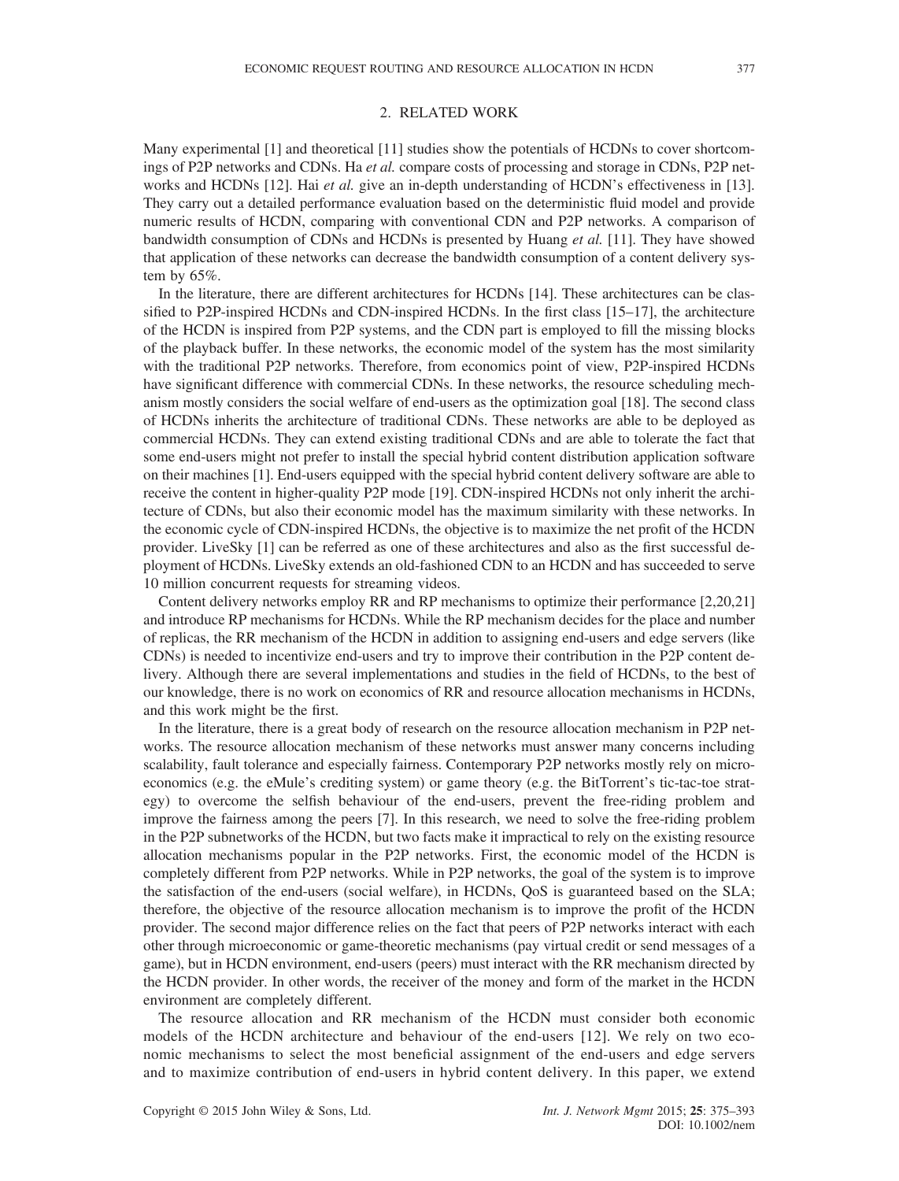## 2. RELATED WORK

Many experimental [1] and theoretical [11] studies show the potentials of HCDNs to cover shortcomings of P2P networks and CDNs. Ha *et al.* compare costs of processing and storage in CDNs, P2P networks and HCDNs [12]. Hai *et al.* give an in-depth understanding of HCDN's effectiveness in [13]. They carry out a detailed performance evaluation based on the deterministic fluid model and provide numeric results of HCDN, comparing with conventional CDN and P2P networks. A comparison of bandwidth consumption of CDNs and HCDNs is presented by Huang *et al.* [11]. They have showed that application of these networks can decrease the bandwidth consumption of a content delivery system by 65%.

In the literature, there are different architectures for HCDNs [14]. These architectures can be classified to P2P-inspired HCDNs and CDN-inspired HCDNs. In the first class [15–17], the architecture of the HCDN is inspired from P2P systems, and the CDN part is employed to fill the missing blocks of the playback buffer. In these networks, the economic model of the system has the most similarity with the traditional P2P networks. Therefore, from economics point of view, P2P-inspired HCDNs have significant difference with commercial CDNs. In these networks, the resource scheduling mechanism mostly considers the social welfare of end-users as the optimization goal [18]. The second class of HCDNs inherits the architecture of traditional CDNs. These networks are able to be deployed as commercial HCDNs. They can extend existing traditional CDNs and are able to tolerate the fact that some end-users might not prefer to install the special hybrid content distribution application software on their machines [1]. End-users equipped with the special hybrid content delivery software are able to receive the content in higher-quality P2P mode [19]. CDN-inspired HCDNs not only inherit the architecture of CDNs, but also their economic model has the maximum similarity with these networks. In the economic cycle of CDN-inspired HCDNs, the objective is to maximize the net profit of the HCDN provider. LiveSky [1] can be referred as one of these architectures and also as the first successful deployment of HCDNs. LiveSky extends an old-fashioned CDN to an HCDN and has succeeded to serve 10 million concurrent requests for streaming videos.

Content delivery networks employ RR and RP mechanisms to optimize their performance [2,20,21] and introduce RP mechanisms for HCDNs. While the RP mechanism decides for the place and number of replicas, the RR mechanism of the HCDN in addition to assigning end-users and edge servers (like CDNs) is needed to incentivize end-users and try to improve their contribution in the P2P content delivery. Although there are several implementations and studies in the field of HCDNs, to the best of our knowledge, there is no work on economics of RR and resource allocation mechanisms in HCDNs, and this work might be the first.

In the literature, there is a great body of research on the resource allocation mechanism in P2P networks. The resource allocation mechanism of these networks must answer many concerns including scalability, fault tolerance and especially fairness. Contemporary P2P networks mostly rely on microeconomics (e.g. the eMule's crediting system) or game theory (e.g. the BitTorrent's tic-tac-toe strategy) to overcome the selfish behaviour of the end-users, prevent the free-riding problem and improve the fairness among the peers [7]. In this research, we need to solve the free-riding problem in the P2P subnetworks of the HCDN, but two facts make it impractical to rely on the existing resource allocation mechanisms popular in the P2P networks. First, the economic model of the HCDN is completely different from P2P networks. While in P2P networks, the goal of the system is to improve the satisfaction of the end-users (social welfare), in HCDNs, QoS is guaranteed based on the SLA; therefore, the objective of the resource allocation mechanism is to improve the profit of the HCDN provider. The second major difference relies on the fact that peers of P2P networks interact with each other through microeconomic or game-theoretic mechanisms (pay virtual credit or send messages of a game), but in HCDN environment, end-users (peers) must interact with the RR mechanism directed by the HCDN provider. In other words, the receiver of the money and form of the market in the HCDN environment are completely different.

The resource allocation and RR mechanism of the HCDN must consider both economic models of the HCDN architecture and behaviour of the end-users [12]. We rely on two economic mechanisms to select the most beneficial assignment of the end-users and edge servers and to maximize contribution of end-users in hybrid content delivery. In this paper, we extend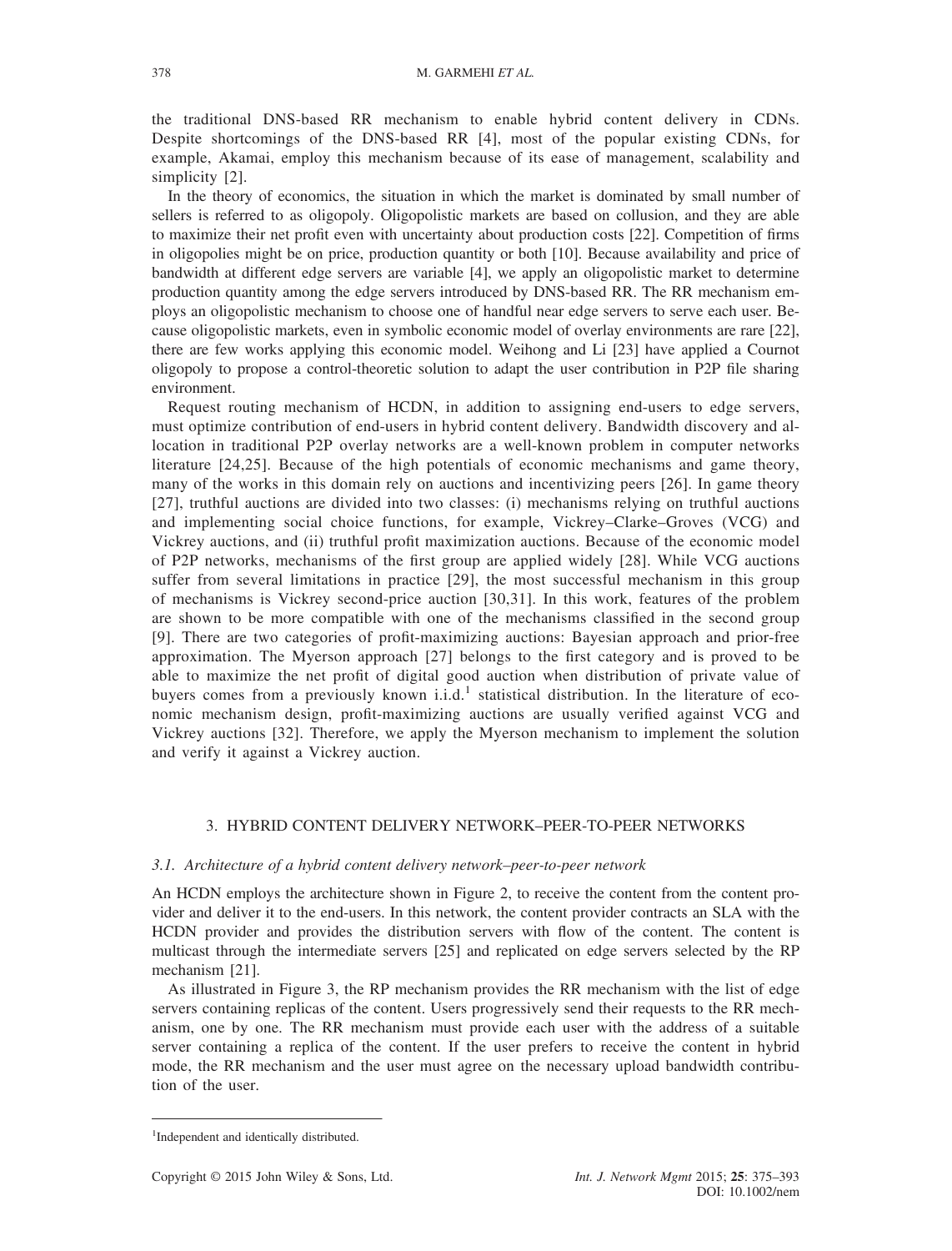the traditional DNS-based RR mechanism to enable hybrid content delivery in CDNs. Despite shortcomings of the DNS-based RR [4], most of the popular existing CDNs, for example, Akamai, employ this mechanism because of its ease of management, scalability and simplicity [2].

In the theory of economics, the situation in which the market is dominated by small number of sellers is referred to as oligopoly. Oligopolistic markets are based on collusion, and they are able to maximize their net profit even with uncertainty about production costs [22]. Competition of firms in oligopolies might be on price, production quantity or both [10]. Because availability and price of bandwidth at different edge servers are variable [4], we apply an oligopolistic market to determine production quantity among the edge servers introduced by DNS-based RR. The RR mechanism employs an oligopolistic mechanism to choose one of handful near edge servers to serve each user. Because oligopolistic markets, even in symbolic economic model of overlay environments are rare [22], there are few works applying this economic model. Weihong and Li [23] have applied a Cournot oligopoly to propose a control-theoretic solution to adapt the user contribution in P2P file sharing environment.

Request routing mechanism of HCDN, in addition to assigning end-users to edge servers, must optimize contribution of end-users in hybrid content delivery. Bandwidth discovery and allocation in traditional P2P overlay networks are a well-known problem in computer networks literature [24,25]. Because of the high potentials of economic mechanisms and game theory, many of the works in this domain rely on auctions and incentivizing peers [26]. In game theory [27], truthful auctions are divided into two classes: (i) mechanisms relying on truthful auctions and implementing social choice functions, for example, Vickrey–Clarke–Groves (VCG) and Vickrey auctions, and (ii) truthful profit maximization auctions. Because of the economic model of P2P networks, mechanisms of the first group are applied widely [28]. While VCG auctions suffer from several limitations in practice [29], the most successful mechanism in this group of mechanisms is Vickrey second-price auction [30,31]. In this work, features of the problem are shown to be more compatible with one of the mechanisms classified in the second group [9]. There are two categories of profit-maximizing auctions: Bayesian approach and prior-free approximation. The Myerson approach [27] belongs to the first category and is proved to be able to maximize the net profit of digital good auction when distribution of private value of buyers comes from a previously known i.i.d.[1] statistical distribution. In the literature of economic mechanism design, profit-maximizing auctions are usually verified against VCG and Vickrey auctions [32]. Therefore, we apply the Myerson mechanism to implement the solution and verify it against a Vickrey auction.

## 3. HYBRID CONTENT DELIVERY NETWORK–PEER-TO-PEER NETWORKS

### 3.1. Architecture of a hybrid content delivery network–peer-to-peer network

An HCDN employs the architecture shown in Figure 2, to receive the content from the content provider and deliver it to the end-users. In this network, the content provider contracts an SLA with the HCDN provider and provides the distribution servers with flow of the content. The content is multicast through the intermediate servers [25] and replicated on edge servers selected by the RP mechanism [21].

As illustrated in Figure 3, the RP mechanism provides the RR mechanism with the list of edge servers containing replicas of the content. Users progressively send their requests to the RR mechanism, one by one. The RR mechanism must provide each user with the address of a suitable server containing a replica of the content. If the user prefers to receive the content in hybrid mode, the RR mechanism and the user must agree on the necessary upload bandwidth contribution of the user.

[1]Independent and identically distributed.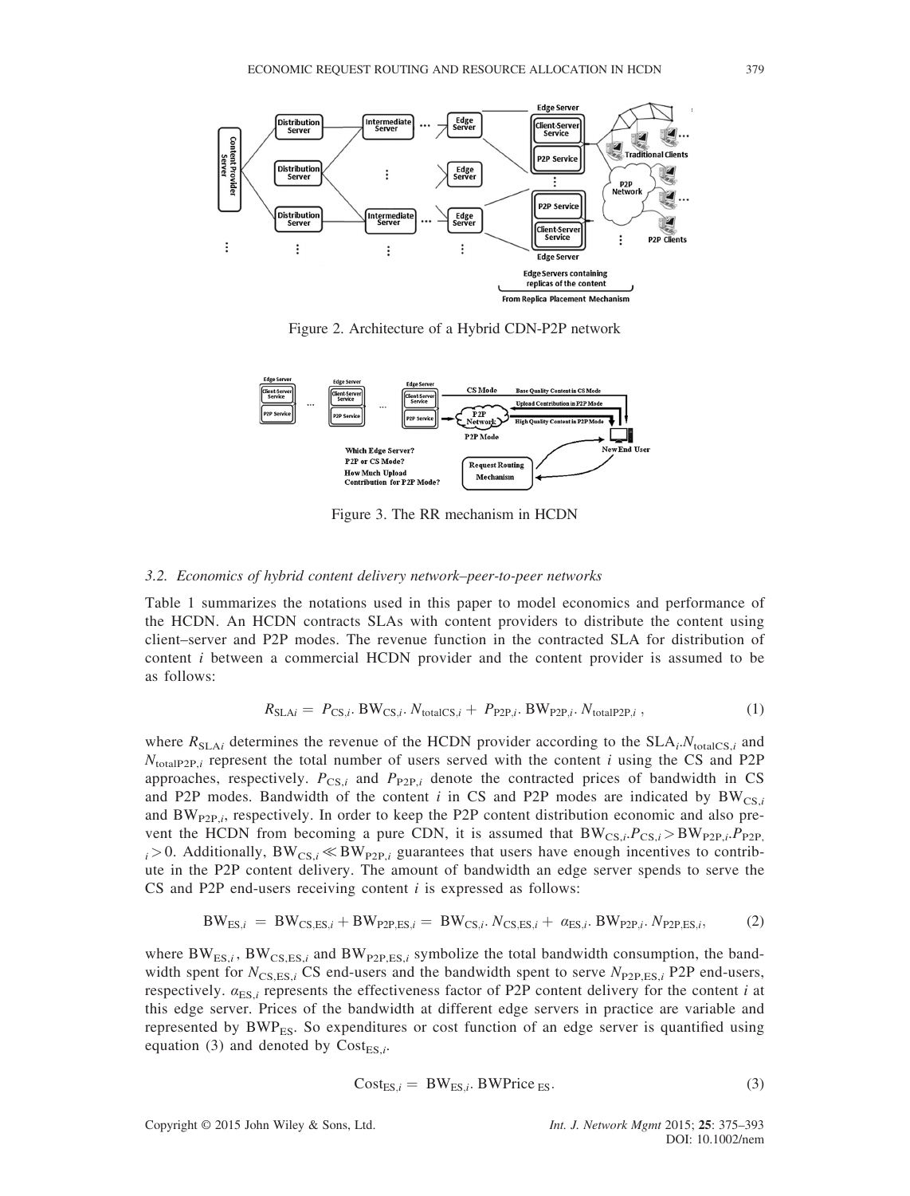Figure 2. Architecture of a Hybrid CDN-P2P network

Figure 3. The RR mechanism in HCDN

### 3.2. Economics of hybrid content delivery network–peer-to-peer networks

Table 1 summarizes the notations used in this paper to model economics and performance of the HCDN. An HCDN contracts SLAs with content providers to distribute the content using client–server and P2P modes. The revenue function in the contracted SLA for distribution of content *i* between a commercial HCDN provider and the content provider is assumed to be as follows:

$$R_{\mathrm{SLA}i} = P_{\mathrm{CS},i}.\,\mathrm{BW}_{\mathrm{CS},i}.\,N_{\mathrm{totalCS},i} + P_{\mathrm{P2P},i}.\,\mathrm{BW}_{\mathrm{P2P},i}.\,N_{\mathrm{totalP2P},i}\,, \tag{1}$$

where $R_{\mathrm{SLA}i}$ determines the revenue of the HCDN provider according to the $\mathrm{SLA}_i$.$N_{\mathrm{totalCS},i}$ and $N_{\mathrm{totalP2P},i}$ represent the total number of users served with the content *i* using the CS and P2P approaches, respectively. $P_{\mathrm{CS},i}$ and $P_{\mathrm{P2P},i}$ denote the contracted prices of bandwidth in CS and P2P modes. Bandwidth of the content *i* in CS and P2P modes are indicated by $\mathrm{BW}_{\mathrm{CS},i}$ and $\mathrm{BW}_{\mathrm{P2P},i}$, respectively. In order to keep the P2P content distribution economic and also prevent the HCDN from becoming a pure CDN, it is assumed that $\mathrm{BW}_{\mathrm{CS},i}.P_{\mathrm{CS},i} > \mathrm{BW}_{\mathrm{P2P},i}.P_{\mathrm{P2P},i} > 0$. Additionally, $\mathrm{BW}_{\mathrm{CS},i} \ll \mathrm{BW}_{\mathrm{P2P},i}$ guarantees that users have enough incentives to contribute in the P2P content delivery. The amount of bandwidth an edge server spends to serve the CS and P2P end-users receiving content *i* is expressed as follows:

$$\mathrm{BW}_{\mathrm{ES},i} = \mathrm{BW}_{\mathrm{CS,ES},i} + \mathrm{BW}_{\mathrm{P2P,ES},i} = \mathrm{BW}_{\mathrm{CS},i}.\,N_{\mathrm{CS,ES},i} + \alpha_{\mathrm{ES},i}.\,\mathrm{BW}_{\mathrm{P2P},i}.\,N_{\mathrm{P2P,ES},i}, \tag{2}$$

where $\mathrm{BW}_{\mathrm{ES},i}$, $\mathrm{BW}_{\mathrm{CS,ES},i}$ and $\mathrm{BW}_{\mathrm{P2P,ES},i}$ symbolize the total bandwidth consumption, the bandwidth spent for $N_{\mathrm{CS,ES},i}$ CS end-users and the bandwidth spent to serve $N_{\mathrm{P2P,ES},i}$ P2P end-users, respectively. $\alpha_{\mathrm{ES},i}$ represents the effectiveness factor of P2P content delivery for the content *i* at this edge server. Prices of the bandwidth at different edge servers in practice are variable and represented by $\mathrm{BWP}_{\mathrm{ES}}$. So expenditures or cost function of an edge server is quantified using equation (3) and denoted by $\mathrm{Cost}_{\mathrm{ES},i}$.

$$\mathrm{Cost}_{\mathrm{ES},i} = \mathrm{BW}_{\mathrm{ES},i}.\,\mathrm{BWPrice}_{\mathrm{ES}}. \tag{3}$$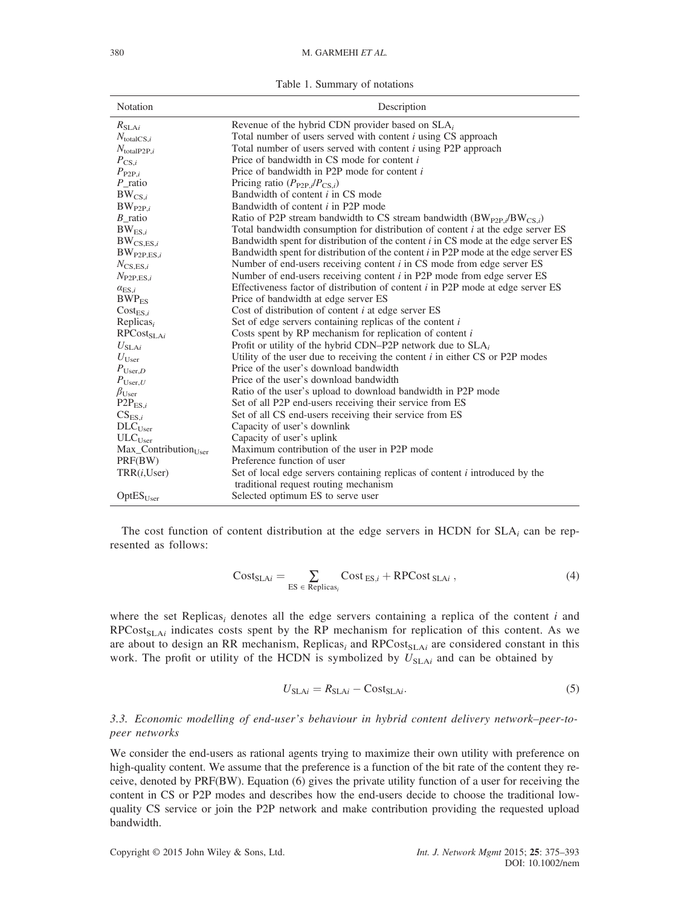Table 1. Summary of notations

| Notation | Description |
|---|---|
| $R_{\mathrm{SLA}i}$ | Revenue of the hybrid CDN provider based on $\mathrm{SLA}_i$ |
| $N_{\mathrm{totalCS},i}$ | Total number of users served with content $i$ using CS approach |
| $N_{\mathrm{totalP2P},i}$ | Total number of users served with content $i$ using P2P approach |
| $P_{\mathrm{CS},i}$ | Price of bandwidth in CS mode for content $i$ |
| $P_{\mathrm{P2P},i}$ | Price of bandwidth in P2P mode for content $i$ |
| $P$_ratio | Pricing ratio ($P_{\mathrm{P2P},i}/P_{\mathrm{CS},i}$) |
| $\mathrm{BW}_{\mathrm{CS},i}$ | Bandwidth of content $i$ in CS mode |
| $\mathrm{BW}_{\mathrm{P2P},i}$ | Bandwidth of content $i$ in P2P mode |
| $B$_ratio | Ratio of P2P stream bandwidth to CS stream bandwidth ($\mathrm{BW}_{\mathrm{P2P},i}/\mathrm{BW}_{\mathrm{CS},i}$) |
| $\mathrm{BW}_{\mathrm{ES},i}$ | Total bandwidth consumption for distribution of content $i$ at the edge server ES |
| $\mathrm{BW}_{\mathrm{CS,ES},i}$ | Bandwidth spent for distribution of the content $i$ in CS mode at the edge server ES |
| $\mathrm{BW}_{\mathrm{P2P,ES},i}$ | Bandwidth spent for distribution of the content $i$ in P2P mode at the edge server ES |
| $N_{\mathrm{CS,ES},i}$ | Number of end-users receiving content $i$ in CS mode from edge server ES |
| $N_{\mathrm{P2P,ES},i}$ | Number of end-users receiving content $i$ in P2P mode from edge server ES |
| $\alpha_{\mathrm{ES},i}$ | Effectiveness factor of distribution of content $i$ in P2P mode at edge server ES |
| $\mathrm{BWP}_{\mathrm{ES}}$ | Price of bandwidth at edge server ES |
| $\mathrm{Cost}_{\mathrm{ES},i}$ | Cost of distribution of content $i$ at edge server ES |
| $\mathrm{Replicas}_i$ | Set of edge servers containing replicas of the content $i$ |
| $\mathrm{RPCost}_{\mathrm{SLA}i}$ | Costs spent by RP mechanism for replication of content $i$ |
| $U_{\mathrm{SLA}i}$ | Profit or utility of the hybrid CDN–P2P network due to $\mathrm{SLA}_i$ |
| $U_{\mathrm{User}}$ | Utility of the user due to receiving the content $i$ in either CS or P2P modes |
| $P_{\mathrm{User},D}$ | Price of the user's download bandwidth |
| $P_{\mathrm{User},U}$ | Price of the user's download bandwidth |
| $\beta_{\mathrm{User}}$ | Ratio of the user's upload to download bandwidth in P2P mode |
| $\mathrm{P2P}_{\mathrm{ES},i}$ | Set of all P2P end-users receiving their service from ES |
| $\mathrm{CS}_{\mathrm{ES},i}$ | Set of all CS end-users receiving their service from ES |
| $\mathrm{DLC}_{\mathrm{User}}$ | Capacity of user's downlink |
| $\mathrm{ULC}_{\mathrm{User}}$ | Capacity of user's uplink |
| $\mathrm{Max\_Contribution}_{\mathrm{User}}$ | Maximum contribution of the user in P2P mode |
| PRF(BW) | Preference function of user |
| TRR($i$,User) | Set of local edge servers containing replicas of content $i$ introduced by the traditional request routing mechanism |
| $\mathrm{OptES}_{\mathrm{User}}$ | Selected optimum ES to serve user |

The cost function of content distribution at the edge servers in HCDN for $\mathrm{SLA}_i$ can be represented as follows:

$$\mathrm{Cost}_{\mathrm{SLA}i} = \sum_{\mathrm{ES} \in \mathrm{Replicas}_i} \mathrm{Cost}_{\mathrm{ES},i} + \mathrm{RPCost}_{\mathrm{SLA}i}, \tag{4}$$

where the set $\mathrm{Replicas}_i$ denotes all the edge servers containing a replica of the content $i$ and $\mathrm{RPCost}_{\mathrm{SLA}i}$ indicates costs spent by the RP mechanism for replication of this content. As we are about to design an RR mechanism, $\mathrm{Replicas}_i$ and $\mathrm{RPCost}_{\mathrm{SLA}i}$ are considered constant in this work. The profit or utility of the HCDN is symbolized by $U_{\mathrm{SLA}i}$ and can be obtained by

$$U_{\mathrm{SLA}i} = R_{\mathrm{SLA}i} - \mathrm{Cost}_{\mathrm{SLA}i}. \tag{5}$$

### *3.3. Economic modelling of end-user's behaviour in hybrid content delivery network–peer-to-peer networks*

We consider the end-users as rational agents trying to maximize their own utility with preference on high-quality content. We assume that the preference is a function of the bit rate of the content they receive, denoted by PRF(BW). Equation (6) gives the private utility function of a user for receiving the content in CS or P2P modes and describes how the end-users decide to choose the traditional low-quality CS service or join the P2P network and make contribution providing the requested upload bandwidth.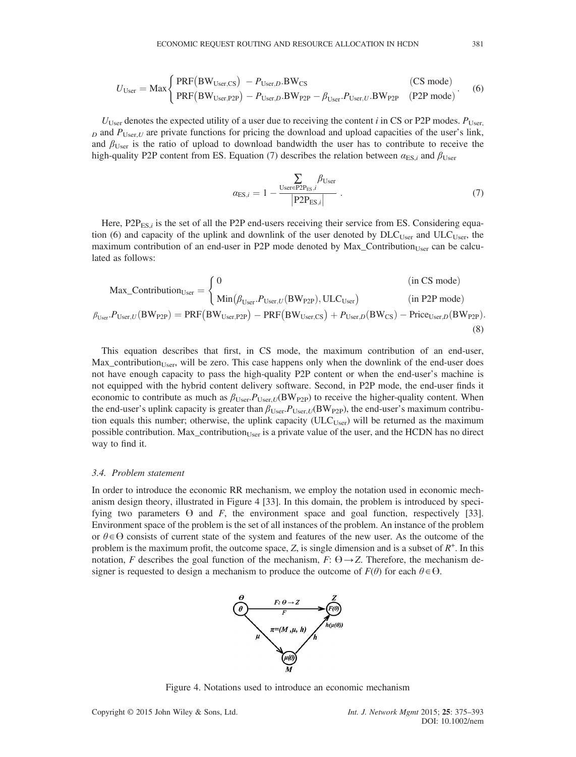$$U_{\text{User}} = \text{Max}\begin{cases} \text{PRF}\left(\text{BW}_{\text{User,CS}}\right) - P_{\text{User},D}.\text{BW}_{\text{CS}} & \text{(CS mode)} \\ \text{PRF}\left(\text{BW}_{\text{User,P2P}}\right) - P_{\text{User},D}.\text{BW}_{\text{P2P}} - \beta_{\text{User}}.P_{\text{User},U}.\text{BW}_{\text{P2P}} & \text{(P2P mode)} \end{cases}. \tag{6}$$

$U_{\text{User}}$ denotes the expected utility of a user due to receiving the content $i$ in CS or P2P modes. $P_{\text{User},D}$ and $P_{\text{User},U}$ are private functions for pricing the download and upload capacities of the user's link, and $\beta_{\text{User}}$ is the ratio of upload to download bandwidth the user has to contribute to receive the high-quality P2P content from ES. Equation (7) describes the relation between $\alpha_{\text{ES},i}$ and $\beta_{\text{User}}$

$$\alpha_{\text{ES},i} = 1 - \frac{\sum\limits_{\text{User}\in\text{P2P}_{\text{ES},i}} \beta_{\text{User}}}{\left|\text{P2P}_{\text{ES},i}\right|}. \tag{7}$$

Here, $\text{P2P}_{\text{ES},i}$ is the set of all the P2P end-users receiving their service from ES. Considering equation (6) and capacity of the uplink and downlink of the user denoted by $\text{DLC}_{\text{User}}$ and $\text{ULC}_{\text{User}}$, the maximum contribution of an end-user in P2P mode denoted by $\text{Max\_Contribution}_{\text{User}}$ can be calculated as follows:

$$\text{Max\_Contribution}_{\text{User}} = \begin{cases} 0 & \text{(in CS mode)} \\ \text{Min}\left(\beta_{\text{User}}.P_{\text{User},U}(\text{BW}_{\text{P2P}}), \text{ULC}_{\text{User}}\right) & \text{(in P2P mode)} \end{cases}$$

$$\beta_{\text{User}}.P_{\text{User},U}(\text{BW}_{\text{P2P}}) = \text{PRF}\left(\text{BW}_{\text{User,P2P}}\right) - \text{PRF}\left(\text{BW}_{\text{User,CS}}\right) + P_{\text{User},D}(\text{BW}_{\text{CS}}) - \text{Price}_{\text{User},D}(\text{BW}_{\text{P2P}}). \tag{8}$$

This equation describes that first, in CS mode, the maximum contribution of an end-user, $\text{Max\_contribution}_{\text{User}}$, will be zero. This case happens only when the downlink of the end-user does not have enough capacity to pass the high-quality P2P content or when the end-user's machine is not equipped with the hybrid content delivery software. Second, in P2P mode, the end-user finds it economic to contribute as much as $\beta_{\text{User}}.P_{\text{User},U}(\text{BW}_{\text{P2P}})$ to receive the higher-quality content. When the end-user's uplink capacity is greater than $\beta_{\text{User}}.P_{\text{User},U}(\text{BW}_{\text{P2P}})$, the end-user's maximum contribution equals this number; otherwise, the uplink capacity ($\text{ULC}_{\text{User}}$) will be returned as the maximum possible contribution. $\text{Max\_contribution}_{\text{User}}$ is a private value of the user, and the HCDN has no direct way to find it.

### 3.4. Problem statement

In order to introduce the economic RR mechanism, we employ the notation used in economic mechanism design theory, illustrated in Figure 4 [33]. In this domain, the problem is introduced by specifying two parameters $\Theta$ and $F$, the environment space and goal function, respectively [33]. Environment space of the problem is the set of all instances of the problem. An instance of the problem or $\theta \in \Theta$ consists of current state of the system and features of the new user. As the outcome of the problem is the maximum profit, the outcome space, $Z$, is single dimension and is a subset of $R^+$. In this notation, $F$ describes the goal function of the mechanism, $F$: $\Theta \rightarrow Z$. Therefore, the mechanism designer is requested to design a mechanism to produce the outcome of $F(\theta)$ for each $\theta \in \Theta$.

Figure 4. Notations used to introduce an economic mechanism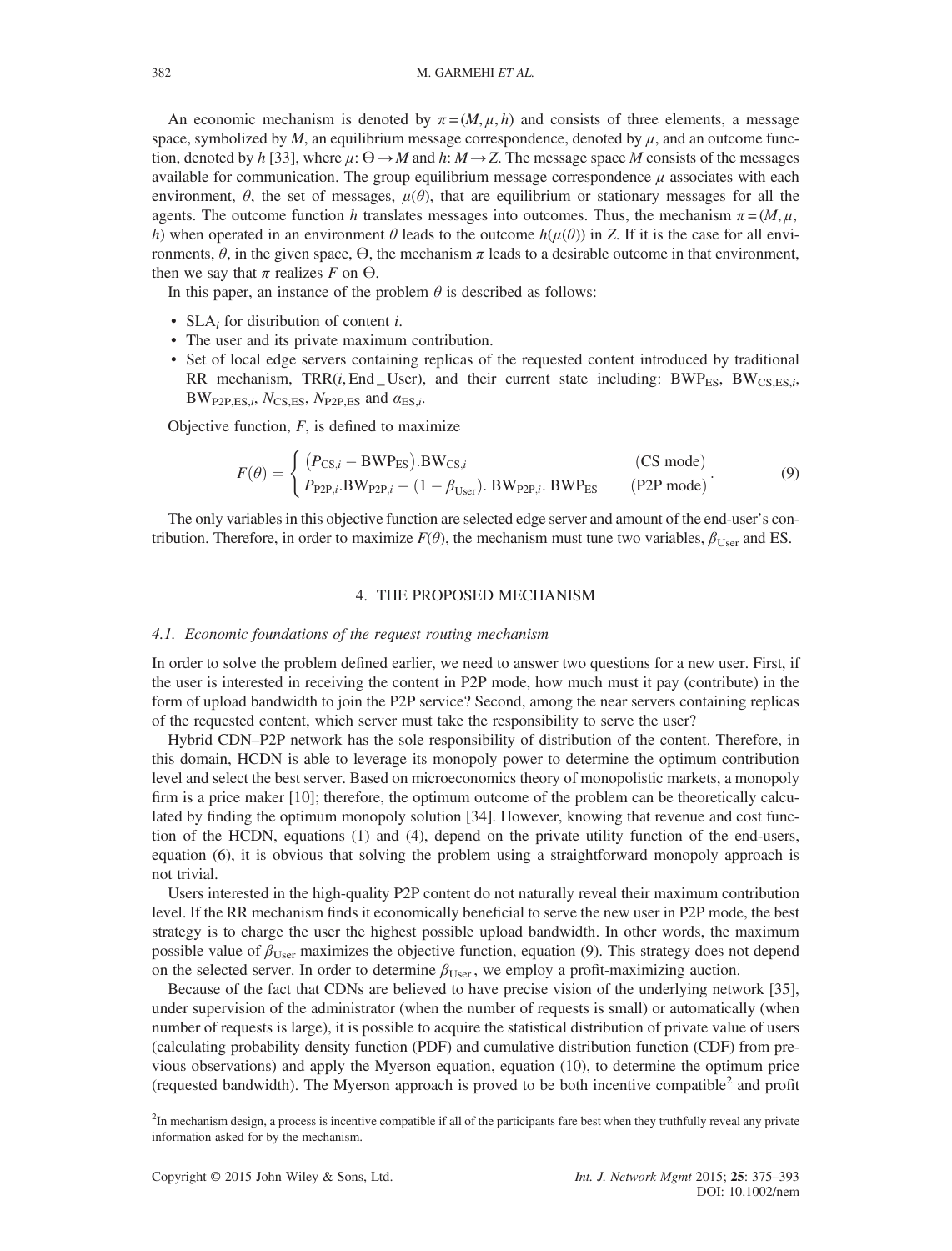An economic mechanism is denoted by $\pi = (M, \mu, h)$ and consists of three elements, a message space, symbolized by $M$, an equilibrium message correspondence, denoted by $\mu$, and an outcome function, denoted by $h$ [33], where $\mu$: $\Theta \rightarrow M$ and $h$: $M \rightarrow Z$. The message space $M$ consists of the messages available for communication. The group equilibrium message correspondence $\mu$ associates with each environment, $\theta$, the set of messages, $\mu(\theta)$, that are equilibrium or stationary messages for all the agents. The outcome function $h$ translates messages into outcomes. Thus, the mechanism $\pi = (M, \mu, h)$ when operated in an environment $\theta$ leads to the outcome $h(\mu(\theta))$ in $Z$. If it is the case for all environments, $\theta$, in the given space, $\Theta$, the mechanism $\pi$ leads to a desirable outcome in that environment, then we say that $\pi$ realizes $F$ on $\Theta$.

In this paper, an instance of the problem $\theta$ is described as follows:

- $\text{SLA}_i$ for distribution of content $i$.
- The user and its private maximum contribution.
- Set of local edge servers containing replicas of the requested content introduced by traditional RR mechanism, $\text{TRR}(i, \text{End\_User})$, and their current state including: $\text{BWP}_{\text{ES}}$, $\text{BW}_{\text{CS,ES},i}$, $\text{BW}_{\text{P2P,ES},i}$, $N_{\text{CS,ES}}$, $N_{\text{P2P,ES}}$ and $\alpha_{\text{ES},i}$.

Objective function, $F$, is defined to maximize

$$F(\theta) = \begin{cases} \left(P_{\text{CS},i} - \text{BWP}_{\text{ES}}\right).\text{BW}_{\text{CS},i} & \text{(CS mode)} \\ P_{\text{P2P},i}.\text{BW}_{\text{P2P},i} - (1 - \beta_{\text{User}}).\,\text{BW}_{\text{P2P},i}.\,\text{BWP}_{\text{ES}} & \text{(P2P mode)} \end{cases}. \tag{9}$$

The only variables in this objective function are selected edge server and amount of the end-user's contribution. Therefore, in order to maximize $F(\theta)$, the mechanism must tune two variables, $\beta_{\text{User}}$ and ES.

## 4. THE PROPOSED MECHANISM

### 4.1. Economic foundations of the request routing mechanism

In order to solve the problem defined earlier, we need to answer two questions for a new user. First, if the user is interested in receiving the content in P2P mode, how much must it pay (contribute) in the form of upload bandwidth to join the P2P service? Second, among the near servers containing replicas of the requested content, which server must take the responsibility to serve the user?

Hybrid CDN–P2P network has the sole responsibility of distribution of the content. Therefore, in this domain, HCDN is able to leverage its monopoly power to determine the optimum contribution level and select the best server. Based on microeconomics theory of monopolistic markets, a monopoly firm is a price maker [10]; therefore, the optimum outcome of the problem can be theoretically calculated by finding the optimum monopoly solution [34]. However, knowing that revenue and cost function of the HCDN, equations (1) and (4), depend on the private utility function of the end-users, equation (6), it is obvious that solving the problem using a straightforward monopoly approach is not trivial.

Users interested in the high-quality P2P content do not naturally reveal their maximum contribution level. If the RR mechanism finds it economically beneficial to serve the new user in P2P mode, the best strategy is to charge the user the highest possible upload bandwidth. In other words, the maximum possible value of $\beta_{\text{User}}$ maximizes the objective function, equation (9). This strategy does not depend on the selected server. In order to determine $\beta_{\text{User}}$, we employ a profit-maximizing auction.

Because of the fact that CDNs are believed to have precise vision of the underlying network [35], under supervision of the administrator (when the number of requests is small) or automatically (when number of requests is large), it is possible to acquire the statistical distribution of private value of users (calculating probability density function (PDF) and cumulative distribution function (CDF) from previous observations) and apply the Myerson equation, equation (10), to determine the optimum price (requested bandwidth). The Myerson approach is proved to be both incentive compatible[2] and profit

[2]In mechanism design, a process is incentive compatible if all of the participants fare best when they truthfully reveal any private information asked for by the mechanism.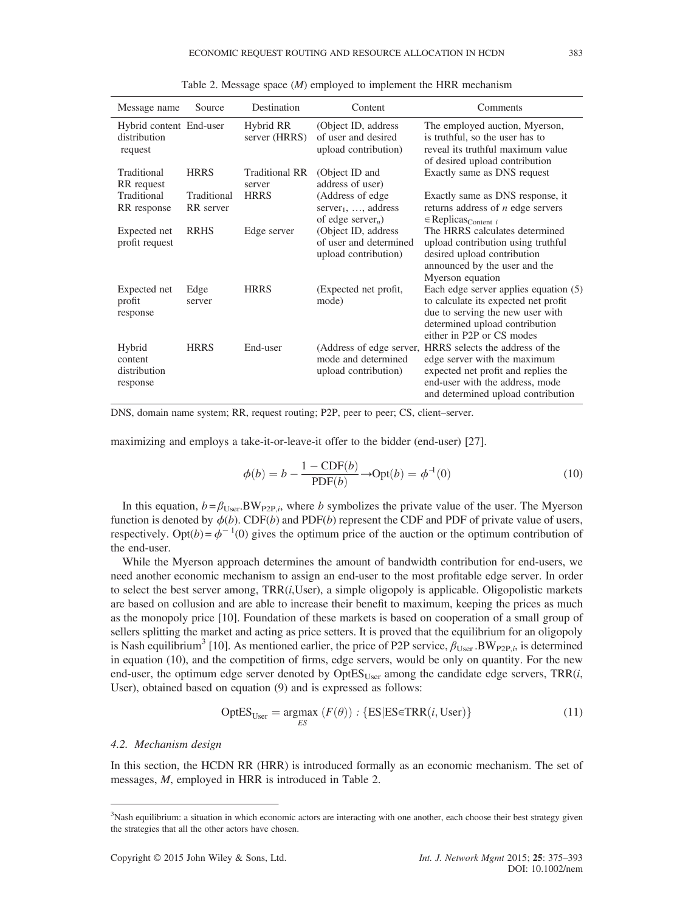Table 2. Message space ($M$) employed to implement the HRR mechanism

| Message name | Source | Destination | Content | Comments |
|---|---|---|---|---|
| Hybrid content distribution request | End-user | Hybrid RR server (HRRS) | (Object ID, address of user and desired upload contribution) | The employed auction, Myerson, is truthful, so the user has to reveal its truthful maximum value of desired upload contribution |
| Traditional RR request | HRRS | Traditional RR server | (Object ID and address of user) | Exactly same as DNS request |
| Traditional RR response | Traditional RR server | HRRS | (Address of edge server$_1$, …, address of edge server$_n$) | Exactly same as DNS response, it returns address of $n$ edge servers $\in \text{Replicas}_{\text{Content } i}$ |
| Expected net profit request | RRHS | Edge server | (Object ID, address of user and determined upload contribution) | The HRRS calculates determined upload contribution using truthful desired upload contribution announced by the user and the Myerson equation |
| Expected net profit response | Edge server | HRRS | (Expected net profit, mode) | Each edge server applies equation (5) to calculate its expected net profit due to serving the new user with determined upload contribution either in P2P or CS modes |
| Hybrid content distribution response | HRRS | End-user | (Address of edge server, mode and determined upload contribution) | HRRS selects the address of the edge server with the maximum expected net profit and replies the end-user with the address, mode and determined upload contribution |

DNS, domain name system; RR, request routing; P2P, peer to peer; CS, client–server.

maximizing and employs a take-it-or-leave-it offer to the bidder (end-user) [27].

$$\phi(b) = b - \frac{1 - \text{CDF}(b)}{\text{PDF}(b)} \rightarrow \text{Opt}(b) = \phi^{-1}(0) \tag{10}$$

In this equation, $b = \beta_{\text{User}}.\text{BW}_{\text{P2P},i}$, where $b$ symbolizes the private value of the user. The Myerson function is denoted by $\phi(b)$. CDF($b$) and PDF($b$) represent the CDF and PDF of private value of users, respectively. $\text{Opt}(b) = \phi^{-1}(0)$ gives the optimum price of the auction or the optimum contribution of the end-user.

While the Myerson approach determines the amount of bandwidth contribution for end-users, we need another economic mechanism to assign an end-user to the most profitable edge server. In order to select the best server among, TRR($i$,User), a simple oligopoly is applicable. Oligopolistic markets are based on collusion and are able to increase their benefit to maximum, keeping the prices as much as the monopoly price [10]. Foundation of these markets is based on cooperation of a small group of sellers splitting the market and acting as price setters. It is proved that the equilibrium for an oligopoly is Nash equilibrium[3] [10]. As mentioned earlier, the price of P2P service, $\beta_{\text{User}}.\text{BW}_{\text{P2P},i}$, is determined in equation (10), and the competition of firms, edge servers, would be only on quantity. For the new end-user, the optimum edge server denoted by $\text{OptES}_{\text{User}}$ among the candidate edge servers, TRR($i$, User), obtained based on equation (9) and is expressed as follows:

$$\text{OptES}_{\text{User}} = \underset{ES}{\text{argmax}} \; (F(\theta)) : \{\text{ES} | \text{ES} \in \text{TRR}(i, \text{User})\} \tag{11}$$

### 4.2. Mechanism design

In this section, the HCDN RR (HRR) is introduced formally as an economic mechanism. The set of messages, $M$, employed in HRR is introduced in Table 2.

[3] Nash equilibrium: a situation in which economic actors are interacting with one another, each choose their best strategy given the strategies that all the other actors have chosen.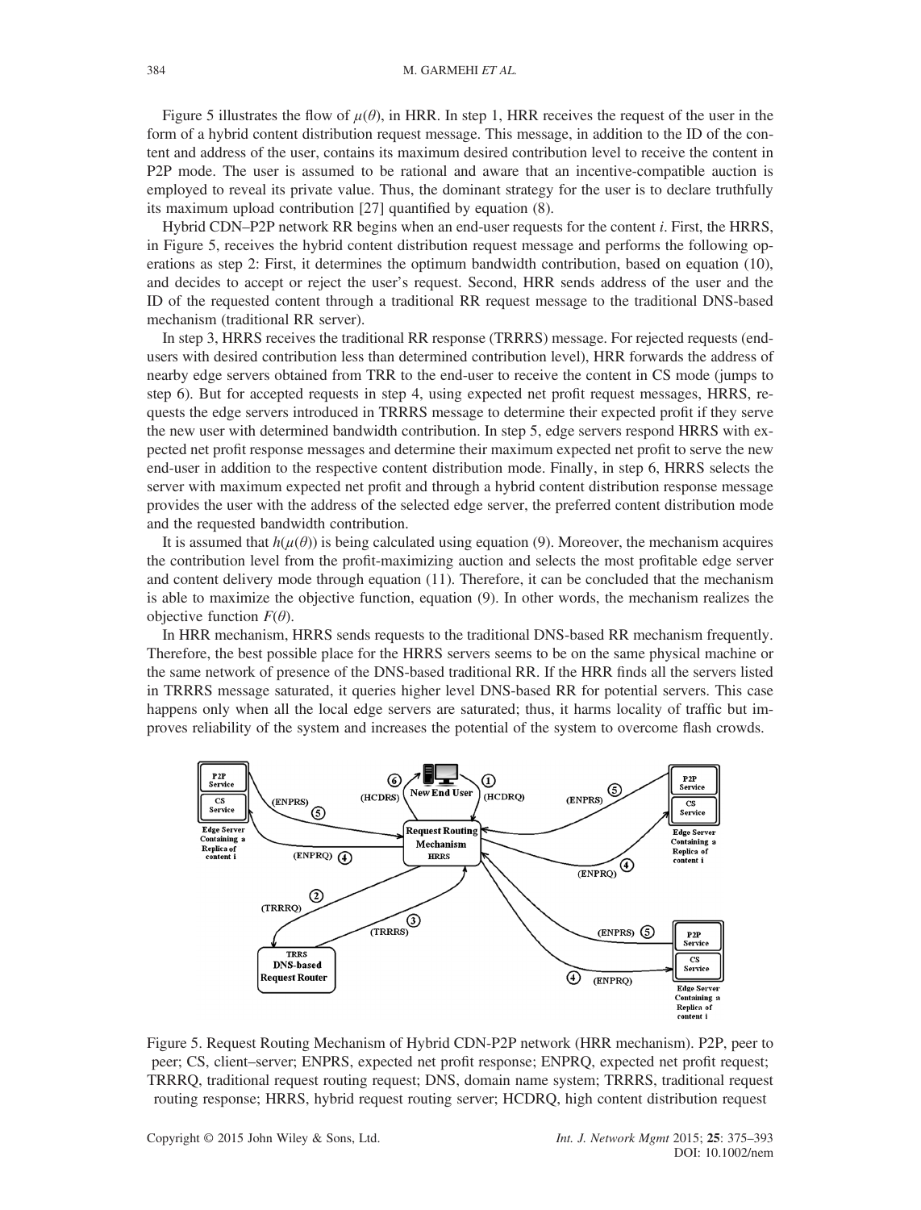Figure 5 illustrates the flow of $\mu(\theta)$, in HRR. In step 1, HRR receives the request of the user in the form of a hybrid content distribution request message. This message, in addition to the ID of the content and address of the user, contains its maximum desired contribution level to receive the content in P2P mode. The user is assumed to be rational and aware that an incentive-compatible auction is employed to reveal its private value. Thus, the dominant strategy for the user is to declare truthfully its maximum upload contribution [27] quantified by equation (8).

Hybrid CDN–P2P network RR begins when an end-user requests for the content *i*. First, the HRRS, in Figure 5, receives the hybrid content distribution request message and performs the following operations as step 2: First, it determines the optimum bandwidth contribution, based on equation (10), and decides to accept or reject the user's request. Second, HRR sends address of the user and the ID of the requested content through a traditional RR request message to the traditional DNS-based mechanism (traditional RR server).

In step 3, HRRS receives the traditional RR response (TRRRS) message. For rejected requests (end-users with desired contribution less than determined contribution level), HRR forwards the address of nearby edge servers obtained from TRR to the end-user to receive the content in CS mode (jumps to step 6). But for accepted requests in step 4, using expected net profit request messages, HRRS, requests the edge servers introduced in TRRRS message to determine their expected profit if they serve the new user with determined bandwidth contribution. In step 5, edge servers respond HRRS with expected net profit response messages and determine their maximum expected net profit to serve the new end-user in addition to the respective content distribution mode. Finally, in step 6, HRRS selects the server with maximum expected net profit and through a hybrid content distribution response message provides the user with the address of the selected edge server, the preferred content distribution mode and the requested bandwidth contribution.

It is assumed that $h(\mu(\theta))$ is being calculated using equation (9). Moreover, the mechanism acquires the contribution level from the profit-maximizing auction and selects the most profitable edge server and content delivery mode through equation (11). Therefore, it can be concluded that the mechanism is able to maximize the objective function, equation (9). In other words, the mechanism realizes the objective function $F(\theta)$.

In HRR mechanism, HRRS sends requests to the traditional DNS-based RR mechanism frequently. Therefore, the best possible place for the HRRS servers seems to be on the same physical machine or the same network of presence of the DNS-based traditional RR. If the HRR finds all the servers listed in TRRRS message saturated, it queries higher level DNS-based RR for potential servers. This case happens only when all the local edge servers are saturated; thus, it harms locality of traffic but improves reliability of the system and increases the potential of the system to overcome flash crowds.

Figure 5. Request Routing Mechanism of Hybrid CDN-P2P network (HRR mechanism). P2P, peer to peer; CS, client–server; ENPRS, expected net profit response; ENPRQ, expected net profit request; TRRRQ, traditional request routing request; DNS, domain name system; TRRRS, traditional request routing response; HRRS, hybrid request routing server; HCDRQ, high content distribution request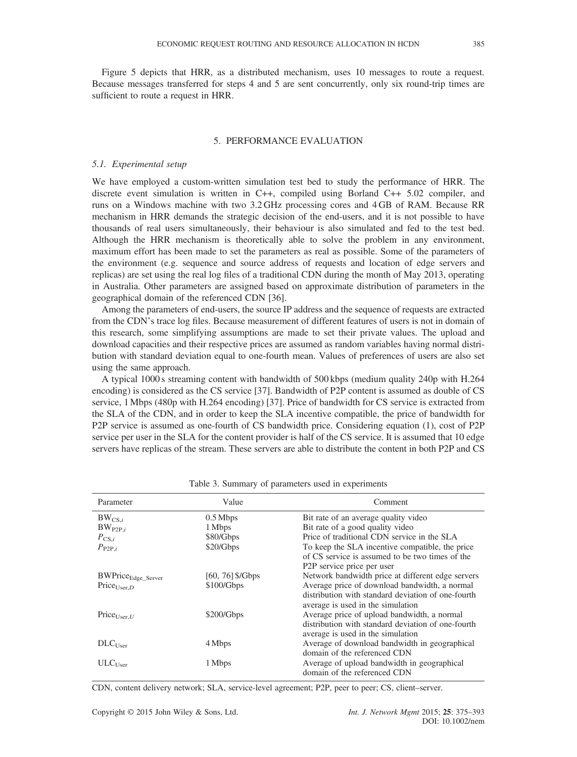Figure 5 depicts that HRR, as a distributed mechanism, uses 10 messages to route a request. Because messages transferred for steps 4 and 5 are sent concurrently, only six round-trip times are sufficient to route a request in HRR.

## 5. PERFORMANCE EVALUATION

### 5.1. Experimental setup

We have employed a custom-written simulation test bed to study the performance of HRR. The discrete event simulation is written in C++, compiled using Borland C++ 5.02 compiler, and runs on a Windows machine with two 3.2 GHz processing cores and 4 GB of RAM. Because RR mechanism in HRR demands the strategic decision of the end-users, and it is not possible to have thousands of real users simultaneously, their behaviour is also simulated and fed to the test bed. Although the HRR mechanism is theoretically able to solve the problem in any environment, maximum effort has been made to set the parameters as real as possible. Some of the parameters of the environment (e.g. sequence and source address of requests and location of edge servers and replicas) are set using the real log files of a traditional CDN during the month of May 2013, operating in Australia. Other parameters are assigned based on approximate distribution of parameters in the geographical domain of the referenced CDN [36].

Among the parameters of end-users, the source IP address and the sequence of requests are extracted from the CDN's trace log files. Because measurement of different features of users is not in domain of this research, some simplifying assumptions are made to set their private values. The upload and download capacities and their respective prices are assumed as random variables having normal distribution with standard deviation equal to one-fourth mean. Values of preferences of users are also set using the same approach.

A typical 1000 s streaming content with bandwidth of 500 kbps (medium quality 240p with H.264 encoding) is considered as the CS service [37]. Bandwidth of P2P content is assumed as double of CS service, 1 Mbps (480p with H.264 encoding) [37]. Price of bandwidth for CS service is extracted from the SLA of the CDN, and in order to keep the SLA incentive compatible, the price of bandwidth for P2P service is assumed as one-fourth of CS bandwidth price. Considering equation (1), cost of P2P service per user in the SLA for the content provider is half of the CS service. It is assumed that 10 edge servers have replicas of the stream. These servers are able to distribute the content in both P2P and CS

Table 3. Summary of parameters used in experiments

| Parameter | Value | Comment |
|---|---|---|
| $BW_{CS,i}$ | 0.5 Mbps | Bit rate of an average quality video |
| $BW_{P2P,i}$ | 1 Mbps | Bit rate of a good quality video |
| $P_{CS,i}$ | \$80/Gbps | Price of traditional CDN service in the SLA |
| $P_{P2P,i}$ | \$20/Gbps | To keep the SLA incentive compatible, the price of CS service is assumed to be two times of the P2P service price per user |
| $BWPrice_{Edge\_Server}$ | [60, 76] \$/Gbps | Network bandwidth price at different edge servers |
| $Price_{User,D}$ | \$100/Gbps | Average price of download bandwidth, a normal distribution with standard deviation of one-fourth average is used in the simulation |
| $Price_{User,U}$ | \$200/Gbps | Average price of upload bandwidth, a normal distribution with standard deviation of one-fourth average is used in the simulation |
| $DLC_{User}$ | 4 Mbps | Average of download bandwidth in geographical domain of the referenced CDN |
| $ULC_{User}$ | 1 Mbps | Average of upload bandwidth in geographical domain of the referenced CDN |

CDN, content delivery network; SLA, service-level agreement; P2P, peer to peer; CS, client–server.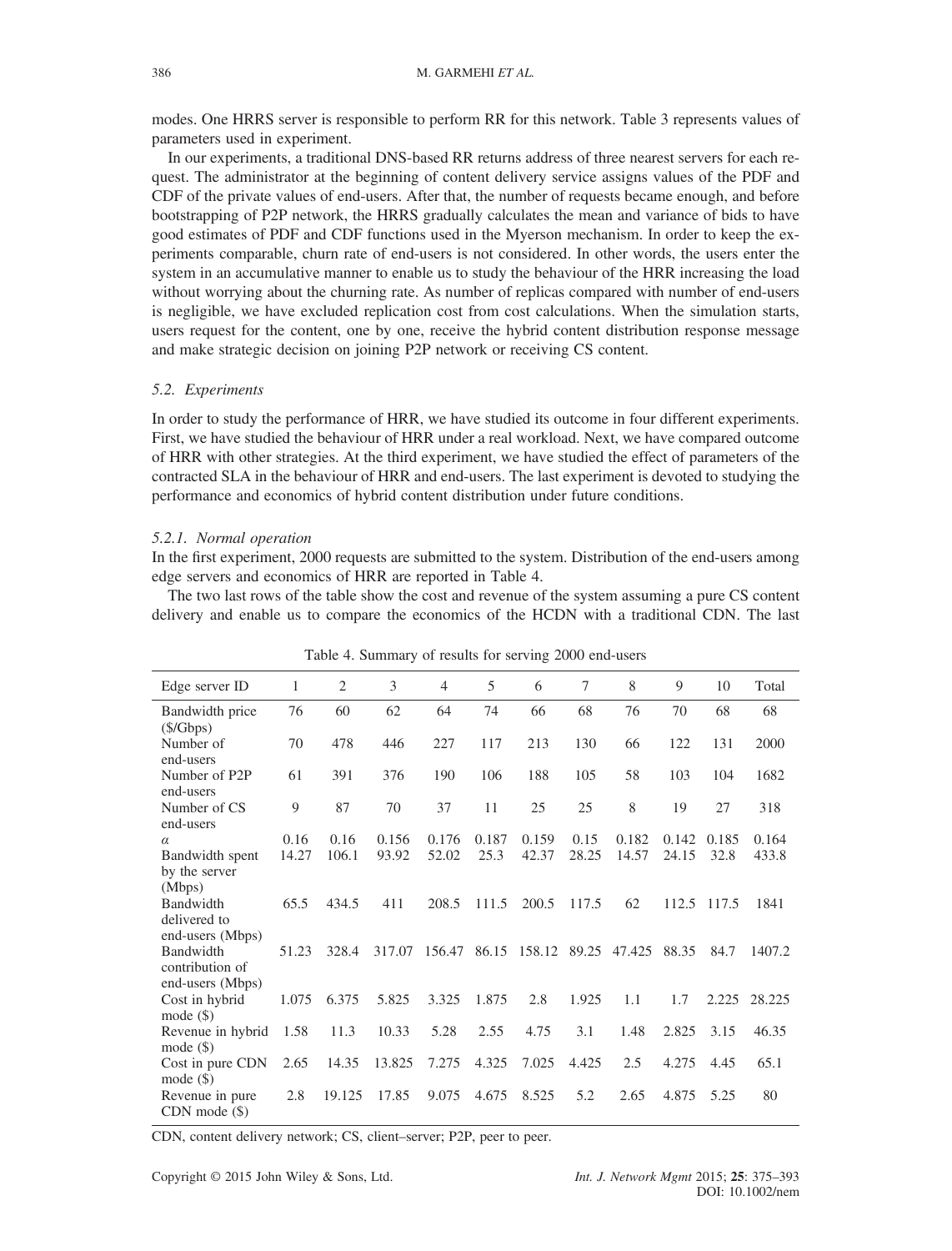modes. One HRRS server is responsible to perform RR for this network. Table 3 represents values of parameters used in experiment.

In our experiments, a traditional DNS-based RR returns address of three nearest servers for each request. The administrator at the beginning of content delivery service assigns values of the PDF and CDF of the private values of end-users. After that, the number of requests became enough, and before bootstrapping of P2P network, the HRRS gradually calculates the mean and variance of bids to have good estimates of PDF and CDF functions used in the Myerson mechanism. In order to keep the experiments comparable, churn rate of end-users is not considered. In other words, the users enter the system in an accumulative manner to enable us to study the behaviour of the HRR increasing the load without worrying about the churning rate. As number of replicas compared with number of end-users is negligible, we have excluded replication cost from cost calculations. When the simulation starts, users request for the content, one by one, receive the hybrid content distribution response message and make strategic decision on joining P2P network or receiving CS content.

### 5.2. Experiments

In order to study the performance of HRR, we have studied its outcome in four different experiments. First, we have studied the behaviour of HRR under a real workload. Next, we have compared outcome of HRR with other strategies. At the third experiment, we have studied the effect of parameters of the contracted SLA in the behaviour of HRR and end-users. The last experiment is devoted to studying the performance and economics of hybrid content distribution under future conditions.

#### 5.2.1. Normal operation

In the first experiment, 2000 requests are submitted to the system. Distribution of the end-users among edge servers and economics of HRR are reported in Table 4.

The two last rows of the table show the cost and revenue of the system assuming a pure CS content delivery and enable us to compare the economics of the HCDN with a traditional CDN. The last

Table 4. Summary of results for serving 2000 end-users

| Edge server ID | 1 | 2 | 3 | 4 | 5 | 6 | 7 | 8 | 9 | 10 | Total |
|---|---|---|---|---|---|---|---|---|---|---|---|
| Bandwidth price ($/Gbps) | 76 | 60 | 62 | 64 | 74 | 66 | 68 | 76 | 70 | 68 | 68 |
| Number of end-users | 70 | 478 | 446 | 227 | 117 | 213 | 130 | 66 | 122 | 131 | 2000 |
| Number of P2P end-users | 61 | 391 | 376 | 190 | 106 | 188 | 105 | 58 | 103 | 104 | 1682 |
| Number of CS end-users | 9 | 87 | 70 | 37 | 11 | 25 | 25 | 8 | 19 | 27 | 318 |
| $\alpha$ | 0.16 | 0.16 | 0.156 | 0.176 | 0.187 | 0.159 | 0.15 | 0.182 | 0.142 | 0.185 | 0.164 |
| Bandwidth spent by the server (Mbps) | 14.27 | 106.1 | 93.92 | 52.02 | 25.3 | 42.37 | 28.25 | 14.57 | 24.15 | 32.8 | 433.8 |
| Bandwidth delivered to end-users (Mbps) | 65.5 | 434.5 | 411 | 208.5 | 111.5 | 200.5 | 117.5 | 62 | 112.5 | 117.5 | 1841 |
| Bandwidth contribution of end-users (Mbps) | 51.23 | 328.4 | 317.07 | 156.47 | 86.15 | 158.12 | 89.25 | 47.425 | 88.35 | 84.7 | 1407.2 |
| Cost in hybrid mode ($) | 1.075 | 6.375 | 5.825 | 3.325 | 1.875 | 2.8 | 1.925 | 1.1 | 1.7 | 2.225 | 28.225 |
| Revenue in hybrid mode ($) | 1.58 | 11.3 | 10.33 | 5.28 | 2.55 | 4.75 | 3.1 | 1.48 | 2.825 | 3.15 | 46.35 |
| Cost in pure CDN mode ($) | 2.65 | 14.35 | 13.825 | 7.275 | 4.325 | 7.025 | 4.425 | 2.5 | 4.275 | 4.45 | 65.1 |
| Revenue in pure CDN mode ($) | 2.8 | 19.125 | 17.85 | 9.075 | 4.675 | 8.525 | 5.2 | 2.65 | 4.875 | 5.25 | 80 |

CDN, content delivery network; CS, client–server; P2P, peer to peer.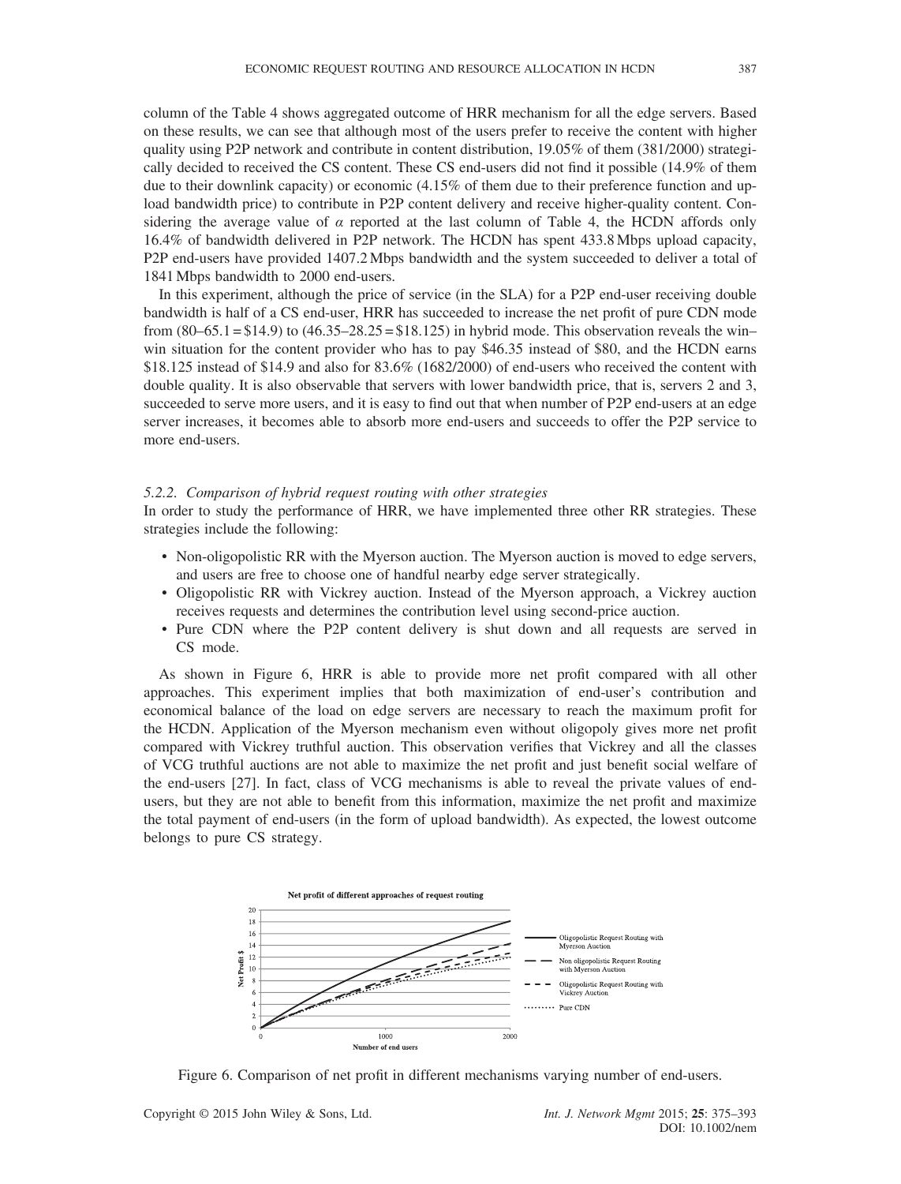column of the Table 4 shows aggregated outcome of HRR mechanism for all the edge servers. Based on these results, we can see that although most of the users prefer to receive the content with higher quality using P2P network and contribute in content distribution, 19.05% of them (381/2000) strategically decided to received the CS content. These CS end-users did not find it possible (14.9% of them due to their downlink capacity) or economic (4.15% of them due to their preference function and upload bandwidth price) to contribute in P2P content delivery and receive higher-quality content. Considering the average value of $\alpha$ reported at the last column of Table 4, the HCDN affords only 16.4% of bandwidth delivered in P2P network. The HCDN has spent 433.8 Mbps upload capacity, P2P end-users have provided 1407.2 Mbps bandwidth and the system succeeded to deliver a total of 1841 Mbps bandwidth to 2000 end-users.

In this experiment, although the price of service (in the SLA) for a P2P end-user receiving double bandwidth is half of a CS end-user, HRR has succeeded to increase the net profit of pure CDN mode from (80–65.1 = \$14.9) to (46.35–28.25 = \$18.125) in hybrid mode. This observation reveals the win–win situation for the content provider who has to pay \$46.35 instead of \$80, and the HCDN earns \$18.125 instead of \$14.9 and also for 83.6% (1682/2000) of end-users who received the content with double quality. It is also observable that servers with lower bandwidth price, that is, servers 2 and 3, succeeded to serve more users, and it is easy to find out that when number of P2P end-users at an edge server increases, it becomes able to absorb more end-users and succeeds to offer the P2P service to more end-users.

### 5.2.2. Comparison of hybrid request routing with other strategies

In order to study the performance of HRR, we have implemented three other RR strategies. These strategies include the following:

- Non-oligopolistic RR with the Myerson auction. The Myerson auction is moved to edge servers, and users are free to choose one of handful nearby edge server strategically.
- Oligopolistic RR with Vickrey auction. Instead of the Myerson approach, a Vickrey auction receives requests and determines the contribution level using second-price auction.
- Pure CDN where the P2P content delivery is shut down and all requests are served in CS mode.

As shown in Figure 6, HRR is able to provide more net profit compared with all other approaches. This experiment implies that both maximization of end-user's contribution and economical balance of the load on edge servers are necessary to reach the maximum profit for the HCDN. Application of the Myerson mechanism even without oligopoly gives more net profit compared with Vickrey truthful auction. This observation verifies that Vickrey and all the classes of VCG truthful auctions are not able to maximize the net profit and just benefit social welfare of the end-users [27]. In fact, class of VCG mechanisms is able to reveal the private values of end-users, but they are not able to benefit from this information, maximize the net profit and maximize the total payment of end-users (in the form of upload bandwidth). As expected, the lowest outcome belongs to pure CS strategy.

Figure 6. Comparison of net profit in different mechanisms varying number of end-users.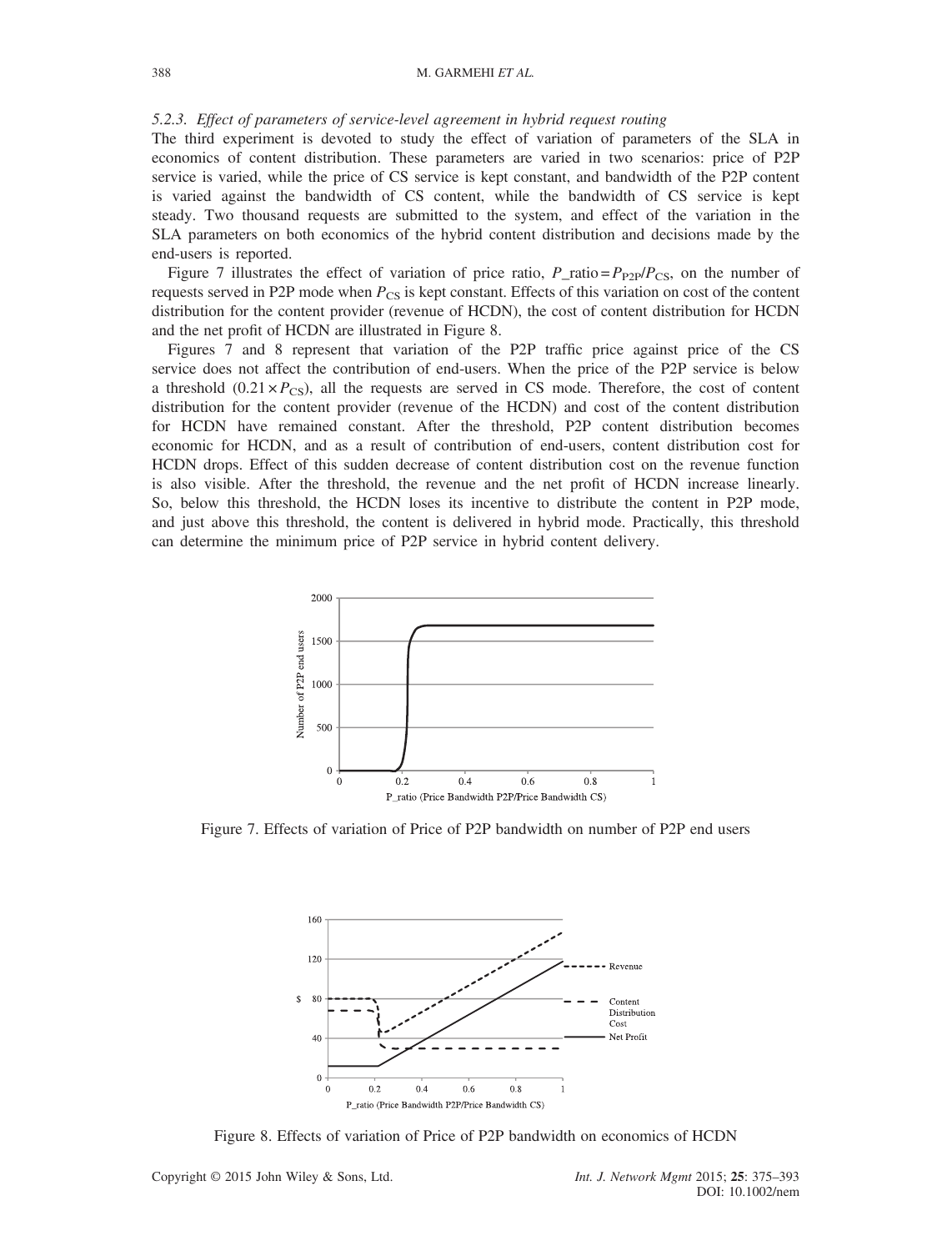*5.2.3. Effect of parameters of service-level agreement in hybrid request routing*

The third experiment is devoted to study the effect of variation of parameters of the SLA in economics of content distribution. These parameters are varied in two scenarios: price of P2P service is varied, while the price of CS service is kept constant, and bandwidth of the P2P content is varied against the bandwidth of CS content, while the bandwidth of CS service is kept steady. Two thousand requests are submitted to the system, and effect of the variation in the SLA parameters on both economics of the hybrid content distribution and decisions made by the end-users is reported.

Figure 7 illustrates the effect of variation of price ratio, $P\_ratio = P_{P2P}/P_{CS}$, on the number of requests served in P2P mode when $P_{CS}$ is kept constant. Effects of this variation on cost of the content distribution for the content provider (revenue of HCDN), the cost of content distribution for HCDN and the net profit of HCDN are illustrated in Figure 8.

Figures 7 and 8 represent that variation of the P2P traffic price against price of the CS service does not affect the contribution of end-users. When the price of the P2P service is below a threshold ($0.21 \times P_{CS}$), all the requests are served in CS mode. Therefore, the cost of content distribution for the content provider (revenue of the HCDN) and cost of the content distribution for HCDN have remained constant. After the threshold, P2P content distribution becomes economic for HCDN, and as a result of contribution of end-users, content distribution cost for HCDN drops. Effect of this sudden decrease of content distribution cost on the revenue function is also visible. After the threshold, the revenue and the net profit of HCDN increase linearly. So, below this threshold, the HCDN loses its incentive to distribute the content in P2P mode, and just above this threshold, the content is delivered in hybrid mode. Practically, this threshold can determine the minimum price of P2P service in hybrid content delivery.

Figure 7. Effects of variation of Price of P2P bandwidth on number of P2P end users

Figure 8. Effects of variation of Price of P2P bandwidth on economics of HCDN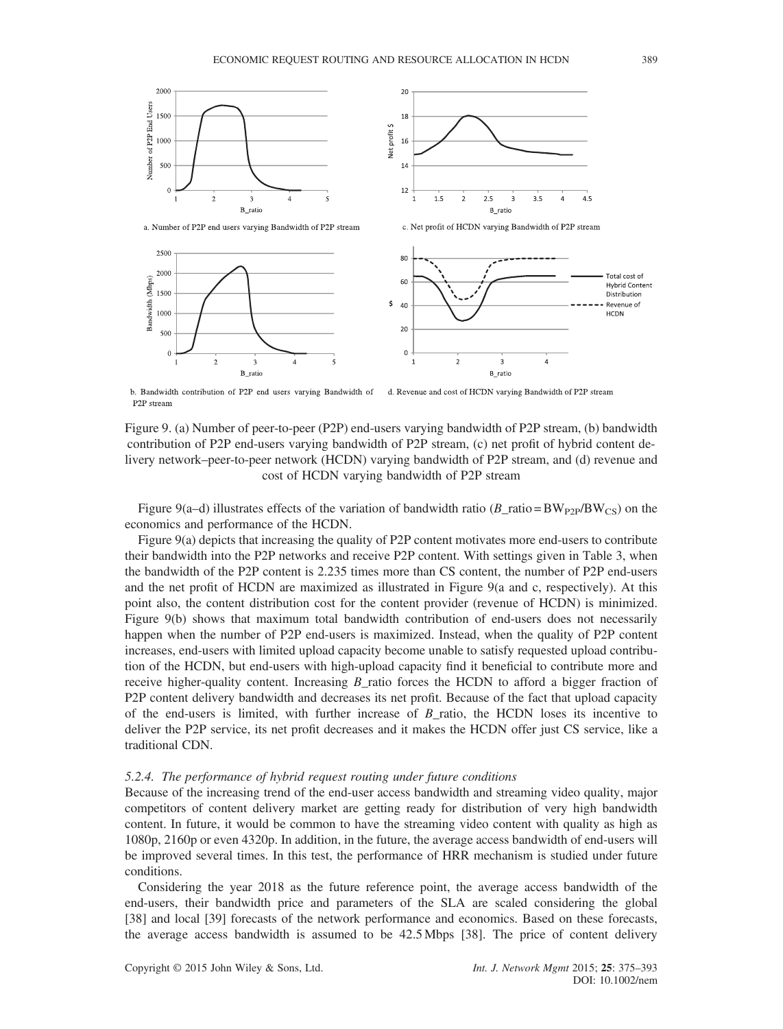a. Number of P2P end users varying Bandwidth of P2P stream

c. Net profit of HCDN varying Bandwidth of P2P stream

b. Bandwidth contribution of P2P end users varying Bandwidth of P2P stream

d. Revenue and cost of HCDN varying Bandwidth of P2P stream

Figure 9. (a) Number of peer-to-peer (P2P) end-users varying bandwidth of P2P stream, (b) bandwidth contribution of P2P end-users varying bandwidth of P2P stream, (c) net profit of hybrid content delivery network–peer-to-peer network (HCDN) varying bandwidth of P2P stream, and (d) revenue and cost of HCDN varying bandwidth of P2P stream

Figure 9(a–d) illustrates effects of the variation of bandwidth ratio ($B\_\text{ratio} = BW_{P2P}/BW_{CS}$) on the economics and performance of the HCDN.

Figure 9(a) depicts that increasing the quality of P2P content motivates more end-users to contribute their bandwidth into the P2P networks and receive P2P content. With settings given in Table 3, when the bandwidth of the P2P content is 2.235 times more than CS content, the number of P2P end-users and the net profit of HCDN are maximized as illustrated in Figure 9(a and c, respectively). At this point also, the content distribution cost for the content provider (revenue of HCDN) is minimized. Figure 9(b) shows that maximum total bandwidth contribution of end-users does not necessarily happen when the number of P2P end-users is maximized. Instead, when the quality of P2P content increases, end-users with limited upload capacity become unable to satisfy requested upload contribution of the HCDN, but end-users with high-upload capacity find it beneficial to contribute more and receive higher-quality content. Increasing *B*_ratio forces the HCDN to afford a bigger fraction of P2P content delivery bandwidth and decreases its net profit. Because of the fact that upload capacity of the end-users is limited, with further increase of *B*_ratio, the HCDN loses its incentive to deliver the P2P service, its net profit decreases and it makes the HCDN offer just CS service, like a traditional CDN.

#### 5.2.4. The performance of hybrid request routing under future conditions

Because of the increasing trend of the end-user access bandwidth and streaming video quality, major competitors of content delivery market are getting ready for distribution of very high bandwidth content. In future, it would be common to have the streaming video content with quality as high as 1080p, 2160p or even 4320p. In addition, in the future, the average access bandwidth of end-users will be improved several times. In this test, the performance of HRR mechanism is studied under future conditions.

Considering the year 2018 as the future reference point, the average access bandwidth of the end-users, their bandwidth price and parameters of the SLA are scaled considering the global [38] and local [39] forecasts of the network performance and economics. Based on these forecasts, the average access bandwidth is assumed to be 42.5 Mbps [38]. The price of content delivery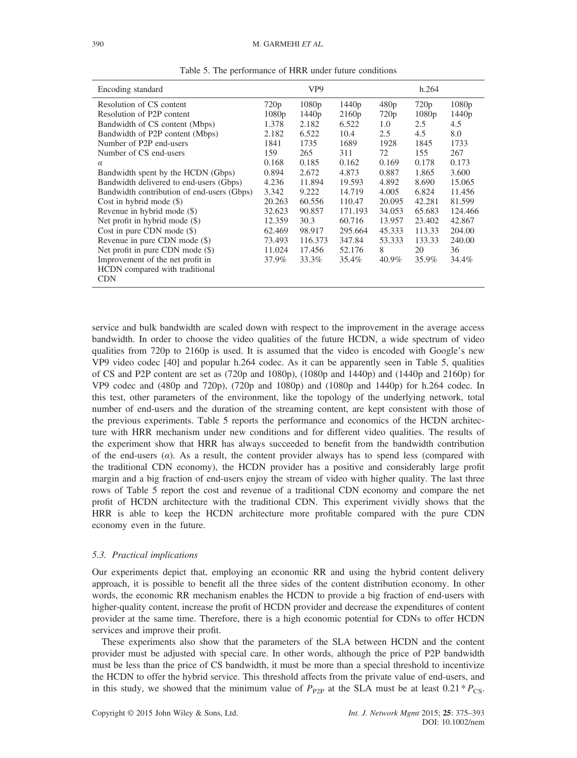Table 5. The performance of HRR under future conditions

| Encoding standard | VP9 | | | h.264 | | |
|---|---|---|---|---|---|---|
| Resolution of CS content | 720p | 1080p | 1440p | 480p | 720p | 1080p |
| Resolution of P2P content | 1080p | 1440p | 2160p | 720p | 1080p | 1440p |
| Bandwidth of CS content (Mbps) | 1.378 | 2.182 | 6.522 | 1.0 | 2.5 | 4.5 |
| Bandwidth of P2P content (Mbps) | 2.182 | 6.522 | 10.4 | 2.5 | 4.5 | 8.0 |
| Number of P2P end-users | 1841 | 1735 | 1689 | 1928 | 1845 | 1733 |
| Number of CS end-users | 159 | 265 | 311 | 72 | 155 | 267 |
| $\alpha$ | 0.168 | 0.185 | 0.162 | 0.169 | 0.178 | 0.173 |
| Bandwidth spent by the HCDN (Gbps) | 0.894 | 2.672 | 4.873 | 0.887 | 1.865 | 3.600 |
| Bandwidth delivered to end-users (Gbps) | 4.236 | 11.894 | 19.593 | 4.892 | 8.690 | 15.065 |
| Bandwidth contribution of end-users (Gbps) | 3.342 | 9.222 | 14.719 | 4.005 | 6.824 | 11.456 |
| Cost in hybrid mode ($) | 20.263 | 60.556 | 110.47 | 20.095 | 42.281 | 81.599 |
| Revenue in hybrid mode ($) | 32.623 | 90.857 | 171.193 | 34.053 | 65.683 | 124.466 |
| Net profit in hybrid mode ($) | 12.359 | 30.3 | 60.716 | 13.957 | 23.402 | 42.867 |
| Cost in pure CDN mode ($) | 62.469 | 98.917 | 295.664 | 45.333 | 113.33 | 204.00 |
| Revenue in pure CDN mode ($) | 73.493 | 116.373 | 347.84 | 53.333 | 133.33 | 240.00 |
| Net profit in pure CDN mode ($) | 11.024 | 17.456 | 52.176 | 8 | 20 | 36 |
| Improvement of the net profit in HCDN compared with traditional CDN | 37.9% | 33.3% | 35.4% | 40.9% | 35.9% | 34.4% |

service and bulk bandwidth are scaled down with respect to the improvement in the average access bandwidth. In order to choose the video qualities of the future HCDN, a wide spectrum of video qualities from 720p to 2160p is used. It is assumed that the video is encoded with Google's new VP9 video codec [40] and popular h.264 codec. As it can be apparently seen in Table 5, qualities of CS and P2P content are set as (720p and 1080p), (1080p and 1440p) and (1440p and 2160p) for VP9 codec and (480p and 720p), (720p and 1080p) and (1080p and 1440p) for h.264 codec. In this test, other parameters of the environment, like the topology of the underlying network, total number of end-users and the duration of the streaming content, are kept consistent with those of the previous experiments. Table 5 reports the performance and economics of the HCDN architecture with HRR mechanism under new conditions and for different video qualities. The results of the experiment show that HRR has always succeeded to benefit from the bandwidth contribution of the end-users ($\alpha$). As a result, the content provider always has to spend less (compared with the traditional CDN economy), the HCDN provider has a positive and considerably large profit margin and a big fraction of end-users enjoy the stream of video with higher quality. The last three rows of Table 5 report the cost and revenue of a traditional CDN economy and compare the net profit of HCDN architecture with the traditional CDN. This experiment vividly shows that the HRR is able to keep the HCDN architecture more profitable compared with the pure CDN economy even in the future.

### 5.3. Practical implications

Our experiments depict that, employing an economic RR and using the hybrid content delivery approach, it is possible to benefit all the three sides of the content distribution economy. In other words, the economic RR mechanism enables the HCDN to provide a big fraction of end-users with higher-quality content, increase the profit of HCDN provider and decrease the expenditures of content provider at the same time. Therefore, there is a high economic potential for CDNs to offer HCDN services and improve their profit.

These experiments also show that the parameters of the SLA between HCDN and the content provider must be adjusted with special care. In other words, although the price of P2P bandwidth must be less than the price of CS bandwidth, it must be more than a special threshold to incentivize the HCDN to offer the hybrid service. This threshold affects from the private value of end-users, and in this study, we showed that the minimum value of $P_{P2P}$ at the SLA must be at least $0.21 * P_{CS}$.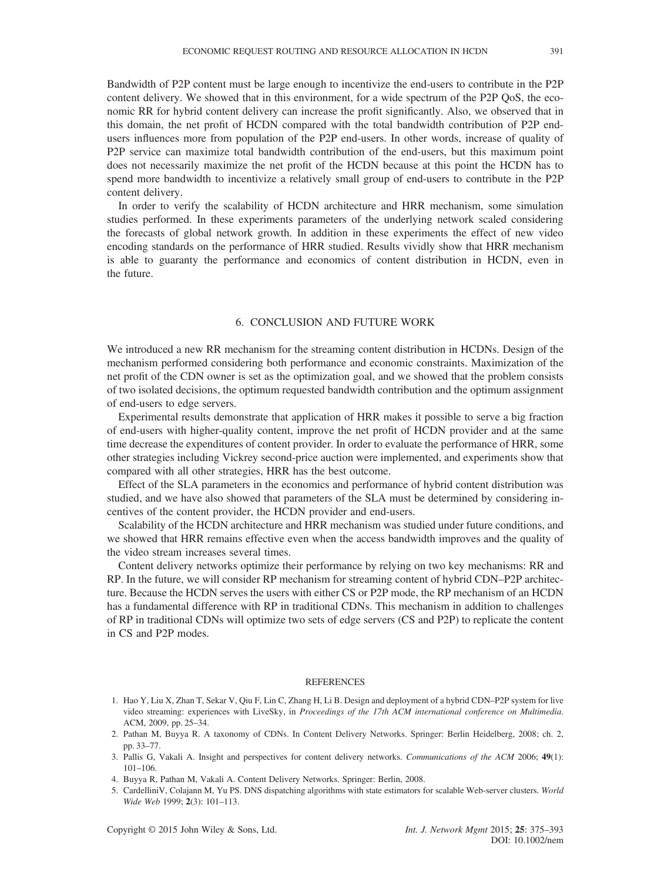Bandwidth of P2P content must be large enough to incentivize the end-users to contribute in the P2P content delivery. We showed that in this environment, for a wide spectrum of the P2P QoS, the economic RR for hybrid content delivery can increase the profit significantly. Also, we observed that in this domain, the net profit of HCDN compared with the total bandwidth contribution of P2P end-users influences more from population of the P2P end-users. In other words, increase of quality of P2P service can maximize total bandwidth contribution of the end-users, but this maximum point does not necessarily maximize the net profit of the HCDN because at this point the HCDN has to spend more bandwidth to incentivize a relatively small group of end-users to contribute in the P2P content delivery.

In order to verify the scalability of HCDN architecture and HRR mechanism, some simulation studies performed. In these experiments parameters of the underlying network scaled considering the forecasts of global network growth. In addition in these experiments the effect of new video encoding standards on the performance of HRR studied. Results vividly show that HRR mechanism is able to guaranty the performance and economics of content distribution in HCDN, even in the future.

## 6. CONCLUSION AND FUTURE WORK

We introduced a new RR mechanism for the streaming content distribution in HCDNs. Design of the mechanism performed considering both performance and economic constraints. Maximization of the net profit of the CDN owner is set as the optimization goal, and we showed that the problem consists of two isolated decisions, the optimum requested bandwidth contribution and the optimum assignment of end-users to edge servers.

Experimental results demonstrate that application of HRR makes it possible to serve a big fraction of end-users with higher-quality content, improve the net profit of HCDN provider and at the same time decrease the expenditures of content provider. In order to evaluate the performance of HRR, some other strategies including Vickrey second-price auction were implemented, and experiments show that compared with all other strategies, HRR has the best outcome.

Effect of the SLA parameters in the economics and performance of hybrid content distribution was studied, and we have also showed that parameters of the SLA must be determined by considering incentives of the content provider, the HCDN provider and end-users.

Scalability of the HCDN architecture and HRR mechanism was studied under future conditions, and we showed that HRR remains effective even when the access bandwidth improves and the quality of the video stream increases several times.

Content delivery networks optimize their performance by relying on two key mechanisms: RR and RP. In the future, we will consider RP mechanism for streaming content of hybrid CDN–P2P architecture. Because the HCDN serves the users with either CS or P2P mode, the RP mechanism of an HCDN has a fundamental difference with RP in traditional CDNs. This mechanism in addition to challenges of RP in traditional CDNs will optimize two sets of edge servers (CS and P2P) to replicate the content in CS and P2P modes.

## REFERENCES

1. Hao Y, Liu X, Zhan T, Sekar V, Qiu F, Lin C, Zhang H, Li B. Design and deployment of a hybrid CDN–P2P system for live video streaming: experiences with LiveSky, in *Proceedings of the 17th ACM international conference on Multimedia*. ACM, 2009, pp. 25–34.
2. Pathan M, Buyya R. A taxonomy of CDNs. In Content Delivery Networks. Springer: Berlin Heidelberg, 2008; ch. 2, pp. 33–77.
3. Pallis G, Vakali A. Insight and perspectives for content delivery networks. *Communications of the ACM* 2006; **49**(1): 101–106.
4. Buyya R, Pathan M, Vakali A. Content Delivery Networks. Springer: Berlin, 2008.
5. CardelliniV, Colajann M, Yu PS. DNS dispatching algorithms with state estimators for scalable Web-server clusters. *World Wide Web* 1999; **2**(3): 101–113.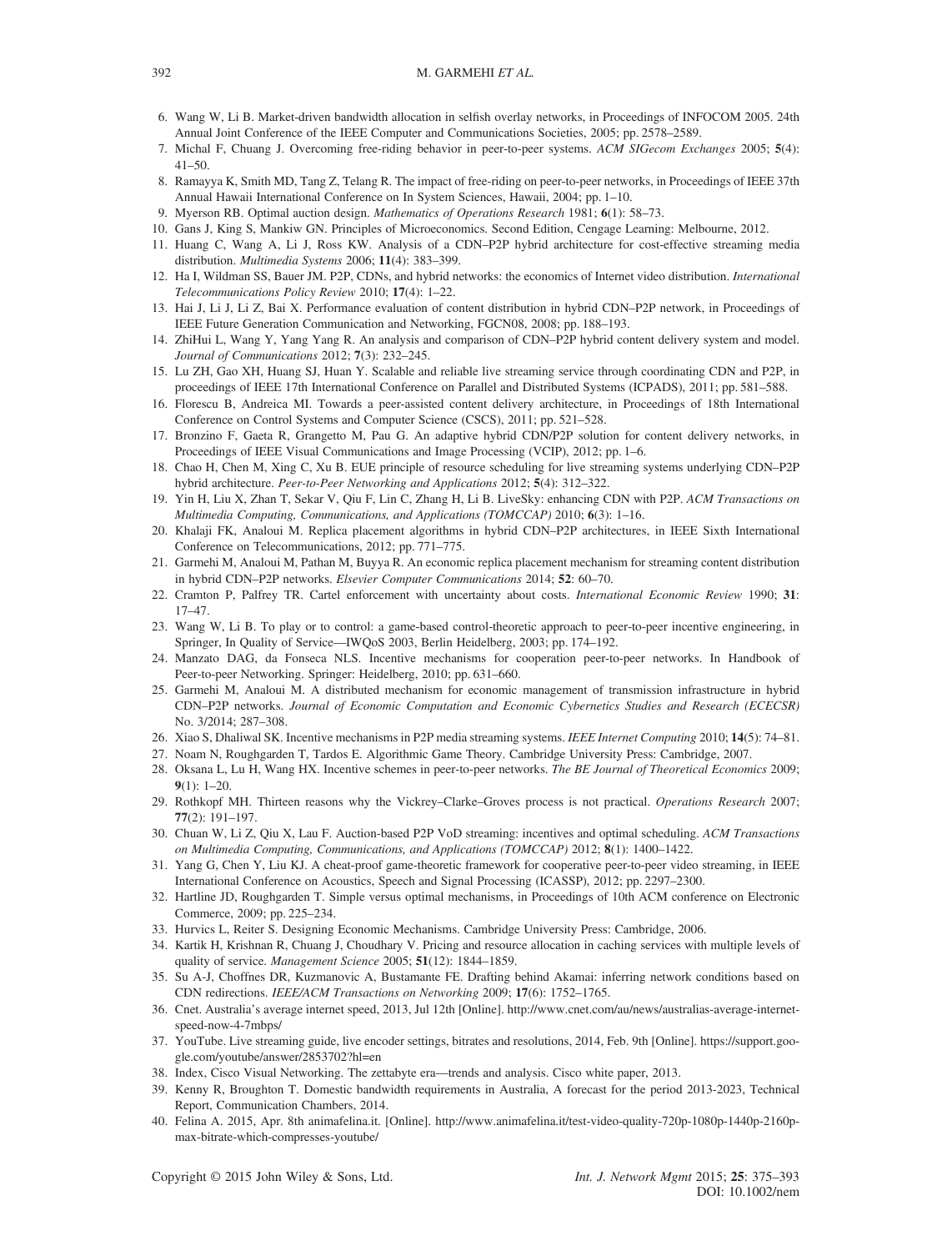6. Wang W, Li B. Market-driven bandwidth allocation in selfish overlay networks, in Proceedings of INFOCOM 2005. 24th Annual Joint Conference of the IEEE Computer and Communications Societies, 2005; pp. 2578–2589.
7. Michal F, Chuang J. Overcoming free-riding behavior in peer-to-peer systems. *ACM SIGecom Exchanges* 2005; **5**(4): 41–50.
8. Ramayya K, Smith MD, Tang Z, Telang R. The impact of free-riding on peer-to-peer networks, in Proceedings of IEEE 37th Annual Hawaii International Conference on In System Sciences, Hawaii, 2004; pp. 1–10.
9. Myerson RB. Optimal auction design. *Mathematics of Operations Research* 1981; **6**(1): 58–73.
10. Gans J, King S, Mankiw GN. Principles of Microeconomics. Second Edition, Cengage Learning: Melbourne, 2012.
11. Huang C, Wang A, Li J, Ross KW. Analysis of a CDN–P2P hybrid architecture for cost-effective streaming media distribution. *Multimedia Systems* 2006; **11**(4): 383–399.
12. Ha I, Wildman SS, Bauer JM. P2P, CDNs, and hybrid networks: the economics of Internet video distribution. *International Telecommunications Policy Review* 2010; **17**(4): 1–22.
13. Hai J, Li J, Li Z, Bai X. Performance evaluation of content distribution in hybrid CDN–P2P network, in Proceedings of IEEE Future Generation Communication and Networking, FGCN08, 2008; pp. 188–193.
14. ZhiHui L, Wang Y, Yang Yang R. An analysis and comparison of CDN–P2P hybrid content delivery system and model. *Journal of Communications* 2012; **7**(3): 232–245.
15. Lu ZH, Gao XH, Huang SJ, Huan Y. Scalable and reliable live streaming service through coordinating CDN and P2P, in proceedings of IEEE 17th International Conference on Parallel and Distributed Systems (ICPADS), 2011; pp. 581–588.
16. Florescu B, Andreica MI. Towards a peer-assisted content delivery architecture, in Proceedings of 18th International Conference on Control Systems and Computer Science (CSCS), 2011; pp. 521–528.
17. Bronzino F, Gaeta R, Grangetto M, Pau G. An adaptive hybrid CDN/P2P solution for content delivery networks, in Proceedings of IEEE Visual Communications and Image Processing (VCIP), 2012; pp. 1–6.
18. Chao H, Chen M, Xing C, Xu B. EUE principle of resource scheduling for live streaming systems underlying CDN–P2P hybrid architecture. *Peer-to-Peer Networking and Applications* 2012; **5**(4): 312–322.
19. Yin H, Liu X, Zhan T, Sekar V, Qiu F, Lin C, Zhang H, Li B. LiveSky: enhancing CDN with P2P. *ACM Transactions on Multimedia Computing, Communications, and Applications (TOMCCAP)* 2010; **6**(3): 1–16.
20. Khalaji FK, Analoui M. Replica placement algorithms in hybrid CDN–P2P architectures, in IEEE Sixth International Conference on Telecommunications, 2012; pp. 771–775.
21. Garmehi M, Analoui M, Pathan M, Buyya R. An economic replica placement mechanism for streaming content distribution in hybrid CDN–P2P networks. *Elsevier Computer Communications* 2014; **52**: 60–70.
22. Cramton P, Palfrey TR. Cartel enforcement with uncertainty about costs. *International Economic Review* 1990; **31**: 17–47.
23. Wang W, Li B. To play or to control: a game-based control-theoretic approach to peer-to-peer incentive engineering, in Springer, In Quality of Service—IWQoS 2003, Berlin Heidelberg, 2003; pp. 174–192.
24. Manzato DAG, da Fonseca NLS. Incentive mechanisms for cooperation peer-to-peer networks. In Handbook of Peer-to-peer Networking. Springer: Heidelberg, 2010; pp. 631–660.
25. Garmehi M, Analoui M. A distributed mechanism for economic management of transmission infrastructure in hybrid CDN–P2P networks. *Journal of Economic Computation and Economic Cybernetics Studies and Research (ECECSR)* No. 3/2014; 287–308.
26. Xiao S, Dhaliwal SK. Incentive mechanisms in P2P media streaming systems. *IEEE Internet Computing* 2010; **14**(5): 74–81.
27. Noam N, Roughgarden T, Tardos E. Algorithmic Game Theory. Cambridge University Press: Cambridge, 2007.
28. Oksana L, Lu H, Wang HX. Incentive schemes in peer-to-peer networks. *The BE Journal of Theoretical Economics* 2009; **9**(1): 1–20.
29. Rothkopf MH. Thirteen reasons why the Vickrey–Clarke–Groves process is not practical. *Operations Research* 2007; **77**(2): 191–197.
30. Chuan W, Li Z, Qiu X, Lau F. Auction-based P2P VoD streaming: incentives and optimal scheduling. *ACM Transactions on Multimedia Computing, Communications, and Applications (TOMCCAP)* 2012; **8**(1): 1400–1422.
31. Yang G, Chen Y, Liu KJ. A cheat-proof game-theoretic framework for cooperative peer-to-peer video streaming, in IEEE International Conference on Acoustics, Speech and Signal Processing (ICASSP), 2012; pp. 2297–2300.
32. Hartline JD, Roughgarden T. Simple versus optimal mechanisms, in Proceedings of 10th ACM conference on Electronic Commerce, 2009; pp. 225–234.
33. Hurvics L, Reiter S. Designing Economic Mechanisms. Cambridge University Press: Cambridge, 2006.
34. Kartik H, Krishnan R, Chuang J, Choudhary V. Pricing and resource allocation in caching services with multiple levels of quality of service. *Management Science* 2005; **51**(12): 1844–1859.
35. Su A-J, Choffnes DR, Kuzmanovic A, Bustamante FE. Drafting behind Akamai: inferring network conditions based on CDN redirections. *IEEE/ACM Transactions on Networking* 2009; **17**(6): 1752–1765.
36. Cnet. Australia's average internet speed, 2013, Jul 12th [Online]. http://www.cnet.com/au/news/australias-average-internet-speed-now-4-7mbps/
37. YouTube. Live streaming guide, live encoder settings, bitrates and resolutions, 2014, Feb. 9th [Online]. https://support.google.com/youtube/answer/2853702?hl=en
38. Index, Cisco Visual Networking. The zettabyte era—trends and analysis. Cisco white paper, 2013.
39. Kenny R, Broughton T. Domestic bandwidth requirements in Australia, A forecast for the period 2013-2023, Technical Report, Communication Chambers, 2014.
40. Felina A. 2015, Apr. 8th animafelina.it. [Online]. http://www.animafelina.it/test-video-quality-720p-1080p-1440p-2160p-max-bitrate-which-compresses-youtube/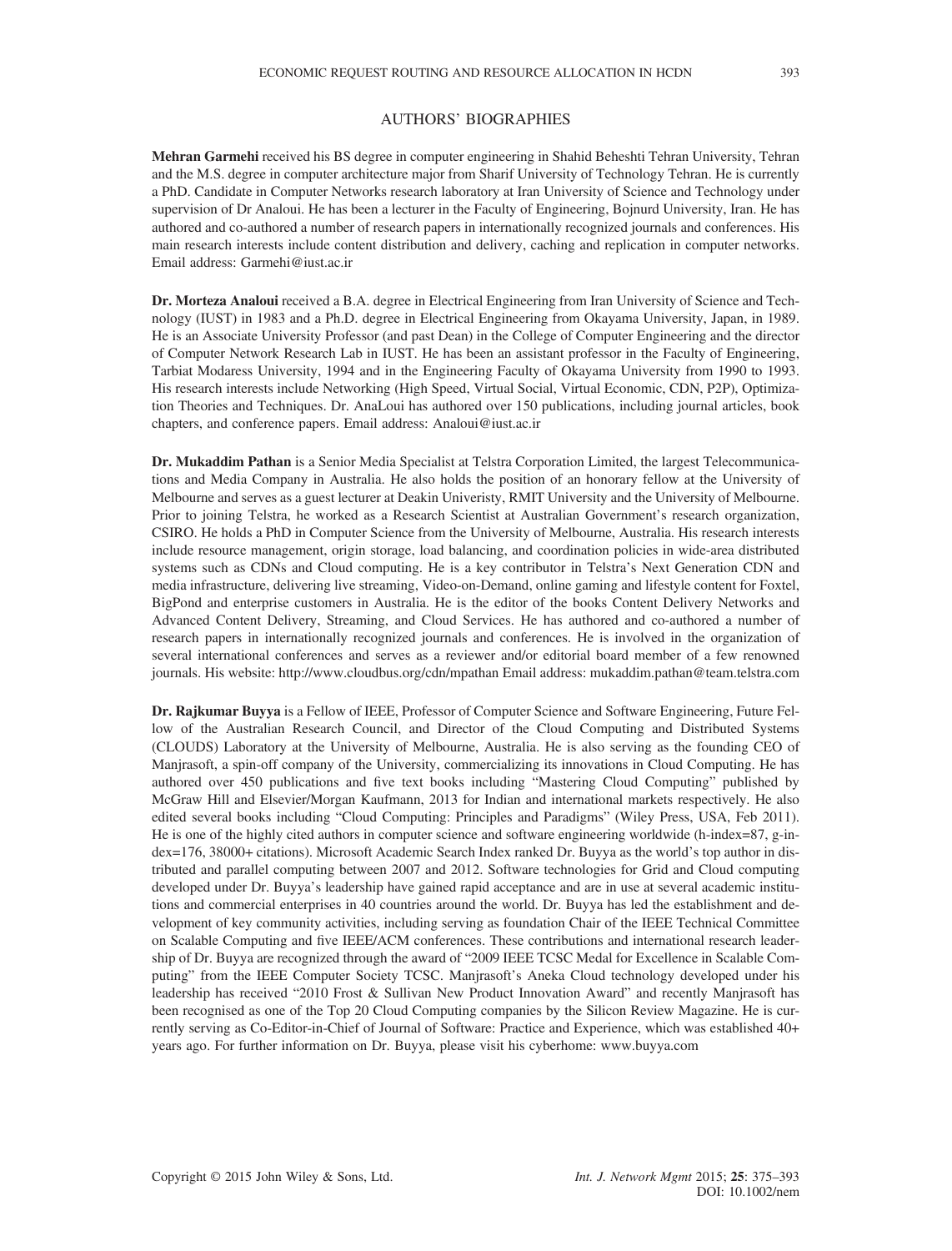## AUTHORS' BIOGRAPHIES

**Mehran Garmehi** received his BS degree in computer engineering in Shahid Beheshti Tehran University, Tehran and the M.S. degree in computer architecture major from Sharif University of Technology Tehran. He is currently a PhD. Candidate in Computer Networks research laboratory at Iran University of Science and Technology under supervision of Dr Analoui. He has been a lecturer in the Faculty of Engineering, Bojnurd University, Iran. He has authored and co-authored a number of research papers in internationally recognized journals and conferences. His main research interests include content distribution and delivery, caching and replication in computer networks. Email address: Garmehi@iust.ac.ir

**Dr. Morteza Analoui** received a B.A. degree in Electrical Engineering from Iran University of Science and Technology (IUST) in 1983 and a Ph.D. degree in Electrical Engineering from Okayama University, Japan, in 1989. He is an Associate University Professor (and past Dean) in the College of Computer Engineering and the director of Computer Network Research Lab in IUST. He has been an assistant professor in the Faculty of Engineering, Tarbiat Modaress University, 1994 and in the Engineering Faculty of Okayama University from 1990 to 1993. His research interests include Networking (High Speed, Virtual Social, Virtual Economic, CDN, P2P), Optimization Theories and Techniques. Dr. AnaLoui has authored over 150 publications, including journal articles, book chapters, and conference papers. Email address: Analoui@iust.ac.ir

**Dr. Mukaddim Pathan** is a Senior Media Specialist at Telstra Corporation Limited, the largest Telecommunications and Media Company in Australia. He also holds the position of an honorary fellow at the University of Melbourne and serves as a guest lecturer at Deakin Univeristy, RMIT University and the University of Melbourne. Prior to joining Telstra, he worked as a Research Scientist at Australian Government's research organization, CSIRO. He holds a PhD in Computer Science from the University of Melbourne, Australia. His research interests include resource management, origin storage, load balancing, and coordination policies in wide-area distributed systems such as CDNs and Cloud computing. He is a key contributor in Telstra's Next Generation CDN and media infrastructure, delivering live streaming, Video-on-Demand, online gaming and lifestyle content for Foxtel, BigPond and enterprise customers in Australia. He is the editor of the books Content Delivery Networks and Advanced Content Delivery, Streaming, and Cloud Services. He has authored and co-authored a number of research papers in internationally recognized journals and conferences. He is involved in the organization of several international conferences and serves as a reviewer and/or editorial board member of a few renowned journals. His website: http://www.cloudbus.org/cdn/mpathan Email address: mukaddim.pathan@team.telstra.com

**Dr. Rajkumar Buyya** is a Fellow of IEEE, Professor of Computer Science and Software Engineering, Future Fellow of the Australian Research Council, and Director of the Cloud Computing and Distributed Systems (CLOUDS) Laboratory at the University of Melbourne, Australia. He is also serving as the founding CEO of Manjrasoft, a spin-off company of the University, commercializing its innovations in Cloud Computing. He has authored over 450 publications and five text books including "Mastering Cloud Computing" published by McGraw Hill and Elsevier/Morgan Kaufmann, 2013 for Indian and international markets respectively. He also edited several books including "Cloud Computing: Principles and Paradigms" (Wiley Press, USA, Feb 2011). He is one of the highly cited authors in computer science and software engineering worldwide (h-index=87, g-index=176, 38000+ citations). Microsoft Academic Search Index ranked Dr. Buyya as the world's top author in distributed and parallel computing between 2007 and 2012. Software technologies for Grid and Cloud computing developed under Dr. Buyya's leadership have gained rapid acceptance and are in use at several academic institutions and commercial enterprises in 40 countries around the world. Dr. Buyya has led the establishment and development of key community activities, including serving as foundation Chair of the IEEE Technical Committee on Scalable Computing and five IEEE/ACM conferences. These contributions and international research leadership of Dr. Buyya are recognized through the award of "2009 IEEE TCSC Medal for Excellence in Scalable Computing" from the IEEE Computer Society TCSC. Manjrasoft's Aneka Cloud technology developed under his leadership has received "2010 Frost & Sullivan New Product Innovation Award" and recently Manjrasoft has been recognised as one of the Top 20 Cloud Computing companies by the Silicon Review Magazine. He is currently serving as Co-Editor-in-Chief of Journal of Software: Practice and Experience, which was established 40+ years ago. For further information on Dr. Buyya, please visit his cyberhome: www.buyya.com